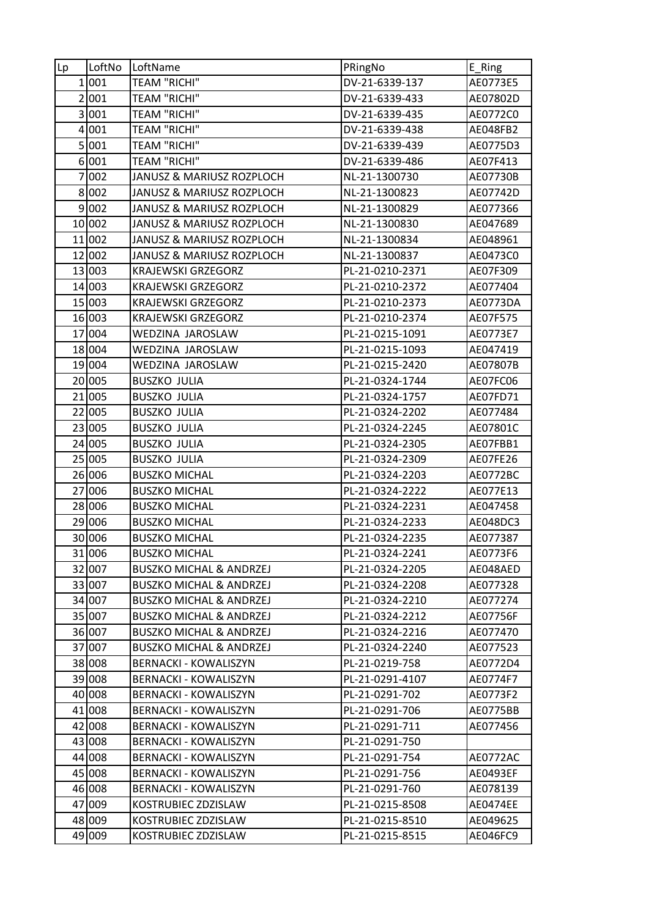| Lp | LoftNo | LoftName | PRingNo | E_Ring |
|---|---|---|---|---|
| 1 | 001 | TEAM "RICHI" | DV-21-6339-137 | AE0773E5 |
| 2 | 001 | TEAM "RICHI" | DV-21-6339-433 | AE07802D |
| 3 | 001 | TEAM "RICHI" | DV-21-6339-435 | AE0772C0 |
| 4 | 001 | TEAM "RICHI" | DV-21-6339-438 | AE048FB2 |
| 5 | 001 | TEAM "RICHI" | DV-21-6339-439 | AE0775D3 |
| 6 | 001 | TEAM "RICHI" | DV-21-6339-486 | AE07F413 |
| 7 | 002 | JANUSZ & MARIUSZ ROZPLOCH | NL-21-1300730 | AE07730B |
| 8 | 002 | JANUSZ & MARIUSZ ROZPLOCH | NL-21-1300823 | AE07742D |
| 9 | 002 | JANUSZ & MARIUSZ ROZPLOCH | NL-21-1300829 | AE077366 |
| 10 | 002 | JANUSZ & MARIUSZ ROZPLOCH | NL-21-1300830 | AE047689 |
| 11 | 002 | JANUSZ & MARIUSZ ROZPLOCH | NL-21-1300834 | AE048961 |
| 12 | 002 | JANUSZ & MARIUSZ ROZPLOCH | NL-21-1300837 | AE0473C0 |
| 13 | 003 | KRAJEWSKI GRZEGORZ | PL-21-0210-2371 | AE07F309 |
| 14 | 003 | KRAJEWSKI GRZEGORZ | PL-21-0210-2372 | AE077404 |
| 15 | 003 | KRAJEWSKI GRZEGORZ | PL-21-0210-2373 | AE0773DA |
| 16 | 003 | KRAJEWSKI GRZEGORZ | PL-21-0210-2374 | AE07F575 |
| 17 | 004 | WEDZINA JAROSLAW | PL-21-0215-1091 | AE0773E7 |
| 18 | 004 | WEDZINA JAROSLAW | PL-21-0215-1093 | AE047419 |
| 19 | 004 | WEDZINA JAROSLAW | PL-21-0215-2420 | AE07807B |
| 20 | 005 | BUSZKO JULIA | PL-21-0324-1744 | AE07FC06 |
| 21 | 005 | BUSZKO JULIA | PL-21-0324-1757 | AE07FD71 |
| 22 | 005 | BUSZKO JULIA | PL-21-0324-2202 | AE077484 |
| 23 | 005 | BUSZKO JULIA | PL-21-0324-2245 | AE07801C |
| 24 | 005 | BUSZKO JULIA | PL-21-0324-2305 | AE07FBB1 |
| 25 | 005 | BUSZKO JULIA | PL-21-0324-2309 | AE07FE26 |
| 26 | 006 | BUSZKO MICHAL | PL-21-0324-2203 | AE0772BC |
| 27 | 006 | BUSZKO MICHAL | PL-21-0324-2222 | AE077E13 |
| 28 | 006 | BUSZKO MICHAL | PL-21-0324-2231 | AE047458 |
| 29 | 006 | BUSZKO MICHAL | PL-21-0324-2233 | AE048DC3 |
| 30 | 006 | BUSZKO MICHAL | PL-21-0324-2235 | AE077387 |
| 31 | 006 | BUSZKO MICHAL | PL-21-0324-2241 | AE0773F6 |
| 32 | 007 | BUSZKO MICHAL & ANDRZEJ | PL-21-0324-2205 | AE048AED |
| 33 | 007 | BUSZKO MICHAL & ANDRZEJ | PL-21-0324-2208 | AE077328 |
| 34 | 007 | BUSZKO MICHAL & ANDRZEJ | PL-21-0324-2210 | AE077274 |
| 35 | 007 | BUSZKO MICHAL & ANDRZEJ | PL-21-0324-2212 | AE07756F |
| 36 | 007 | BUSZKO MICHAL & ANDRZEJ | PL-21-0324-2216 | AE077470 |
| 37 | 007 | BUSZKO MICHAL & ANDRZEJ | PL-21-0324-2240 | AE077523 |
| 38 | 008 | BERNACKI - KOWALISZYN | PL-21-0219-758 | AE0772D4 |
| 39 | 008 | BERNACKI - KOWALISZYN | PL-21-0291-4107 | AE0774F7 |
| 40 | 008 | BERNACKI - KOWALISZYN | PL-21-0291-702 | AE0773F2 |
| 41 | 008 | BERNACKI - KOWALISZYN | PL-21-0291-706 | AE0775BB |
| 42 | 008 | BERNACKI - KOWALISZYN | PL-21-0291-711 | AE077456 |
| 43 | 008 | BERNACKI - KOWALISZYN | PL-21-0291-750 | |
| 44 | 008 | BERNACKI - KOWALISZYN | PL-21-0291-754 | AE0772AC |
| 45 | 008 | BERNACKI - KOWALISZYN | PL-21-0291-756 | AE0493EF |
| 46 | 008 | BERNACKI - KOWALISZYN | PL-21-0291-760 | AE078139 |
| 47 | 009 | KOSTRUBIEC ZDZISLAW | PL-21-0215-8508 | AE0474EE |
| 48 | 009 | KOSTRUBIEC ZDZISLAW | PL-21-0215-8510 | AE049625 |
| 49 | 009 | KOSTRUBIEC ZDZISLAW | PL-21-0215-8515 | AE046FC9 |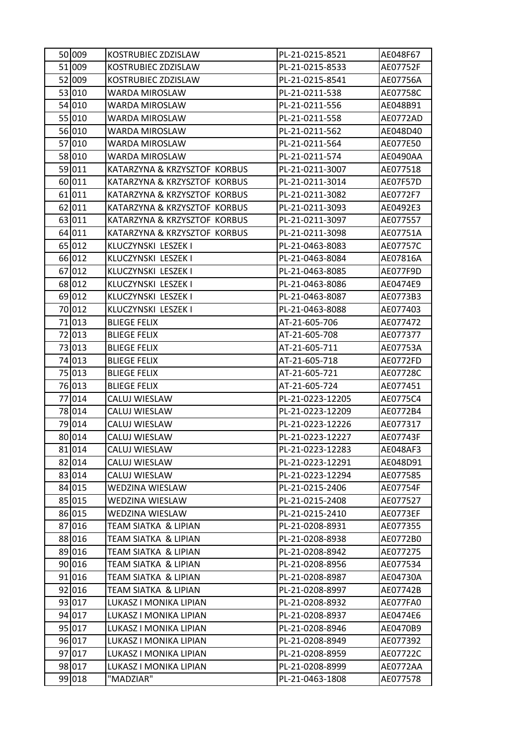| 50 | 009 | KOSTRUBIEC ZDZISLAW | PL-21-0215-8521 | AE048F67 |
|---|---|---|---|---|
| 51 | 009 | KOSTRUBIEC ZDZISLAW | PL-21-0215-8533 | AE07752F |
| 52 | 009 | KOSTRUBIEC ZDZISLAW | PL-21-0215-8541 | AE07756A |
| 53 | 010 | WARDA MIROSLAW | PL-21-0211-538 | AE07758C |
| 54 | 010 | WARDA MIROSLAW | PL-21-0211-556 | AE048B91 |
| 55 | 010 | WARDA MIROSLAW | PL-21-0211-558 | AE0772AD |
| 56 | 010 | WARDA MIROSLAW | PL-21-0211-562 | AE048D40 |
| 57 | 010 | WARDA MIROSLAW | PL-21-0211-564 | AE077E50 |
| 58 | 010 | WARDA MIROSLAW | PL-21-0211-574 | AE0490AA |
| 59 | 011 | KATARZYNA & KRZYSZTOF KORBUS | PL-21-0211-3007 | AE077518 |
| 60 | 011 | KATARZYNA & KRZYSZTOF KORBUS | PL-21-0211-3014 | AE07F57D |
| 61 | 011 | KATARZYNA & KRZYSZTOF KORBUS | PL-21-0211-3082 | AE0772F7 |
| 62 | 011 | KATARZYNA & KRZYSZTOF KORBUS | PL-21-0211-3093 | AE0492E3 |
| 63 | 011 | KATARZYNA & KRZYSZTOF KORBUS | PL-21-0211-3097 | AE077557 |
| 64 | 011 | KATARZYNA & KRZYSZTOF KORBUS | PL-21-0211-3098 | AE07751A |
| 65 | 012 | KLUCZYNSKI LESZEK I | PL-21-0463-8083 | AE07757C |
| 66 | 012 | KLUCZYNSKI LESZEK I | PL-21-0463-8084 | AE07816A |
| 67 | 012 | KLUCZYNSKI LESZEK I | PL-21-0463-8085 | AE077F9D |
| 68 | 012 | KLUCZYNSKI LESZEK I | PL-21-0463-8086 | AE0474E9 |
| 69 | 012 | KLUCZYNSKI LESZEK I | PL-21-0463-8087 | AE0773B3 |
| 70 | 012 | KLUCZYNSKI LESZEK I | PL-21-0463-8088 | AE077403 |
| 71 | 013 | BLIEGE FELIX | AT-21-605-706 | AE077472 |
| 72 | 013 | BLIEGE FELIX | AT-21-605-708 | AE077377 |
| 73 | 013 | BLIEGE FELIX | AT-21-605-711 | AE07753A |
| 74 | 013 | BLIEGE FELIX | AT-21-605-718 | AE0772FD |
| 75 | 013 | BLIEGE FELIX | AT-21-605-721 | AE07728C |
| 76 | 013 | BLIEGE FELIX | AT-21-605-724 | AE077451 |
| 77 | 014 | CALUJ WIESLAW | PL-21-0223-12205 | AE0775C4 |
| 78 | 014 | CALUJ WIESLAW | PL-21-0223-12209 | AE0772B4 |
| 79 | 014 | CALUJ WIESLAW | PL-21-0223-12226 | AE077317 |
| 80 | 014 | CALUJ WIESLAW | PL-21-0223-12227 | AE07743F |
| 81 | 014 | CALUJ WIESLAW | PL-21-0223-12283 | AE048AF3 |
| 82 | 014 | CALUJ WIESLAW | PL-21-0223-12291 | AE048D91 |
| 83 | 014 | CALUJ WIESLAW | PL-21-0223-12294 | AE077585 |
| 84 | 015 | WEDZINA WIESLAW | PL-21-0215-2406 | AE07754F |
| 85 | 015 | WEDZINA WIESLAW | PL-21-0215-2408 | AE077527 |
| 86 | 015 | WEDZINA WIESLAW | PL-21-0215-2410 | AE0773EF |
| 87 | 016 | TEAM SIATKA & LIPIAN | PL-21-0208-8931 | AE077355 |
| 88 | 016 | TEAM SIATKA & LIPIAN | PL-21-0208-8938 | AE0772B0 |
| 89 | 016 | TEAM SIATKA & LIPIAN | PL-21-0208-8942 | AE077275 |
| 90 | 016 | TEAM SIATKA & LIPIAN | PL-21-0208-8956 | AE077534 |
| 91 | 016 | TEAM SIATKA & LIPIAN | PL-21-0208-8987 | AE04730A |
| 92 | 016 | TEAM SIATKA & LIPIAN | PL-21-0208-8997 | AE07742B |
| 93 | 017 | LUKASZ I MONIKA LIPIAN | PL-21-0208-8932 | AE077FA0 |
| 94 | 017 | LUKASZ I MONIKA LIPIAN | PL-21-0208-8937 | AE0474E6 |
| 95 | 017 | LUKASZ I MONIKA LIPIAN | PL-21-0208-8946 | AE0470B9 |
| 96 | 017 | LUKASZ I MONIKA LIPIAN | PL-21-0208-8949 | AE077392 |
| 97 | 017 | LUKASZ I MONIKA LIPIAN | PL-21-0208-8959 | AE07722C |
| 98 | 017 | LUKASZ I MONIKA LIPIAN | PL-21-0208-8999 | AE0772AA |
| 99 | 018 | "MADZIAR" | PL-21-0463-1808 | AE077578 |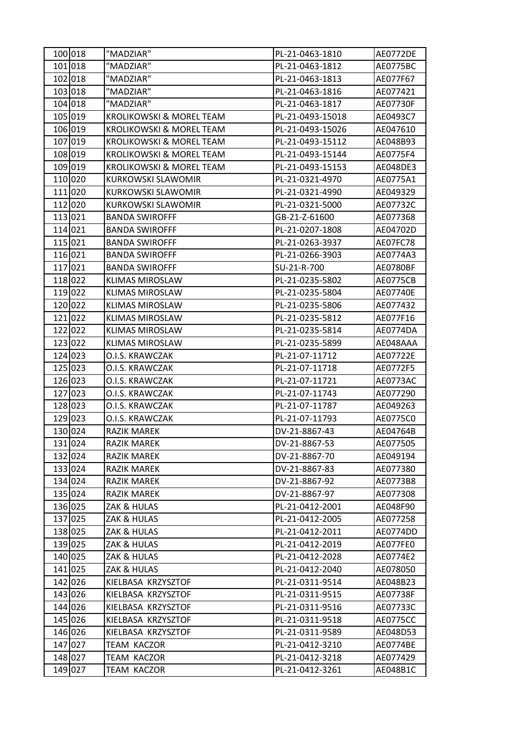| 100 | 018 | "MADZIAR" | PL-21-0463-1810 | AE0772DE |
|---|---|---|---|---|
| 101 | 018 | "MADZIAR" | PL-21-0463-1812 | AE0775BC |
| 102 | 018 | "MADZIAR" | PL-21-0463-1813 | AE077F67 |
| 103 | 018 | "MADZIAR" | PL-21-0463-1816 | AE077421 |
| 104 | 018 | "MADZIAR" | PL-21-0463-1817 | AE07730F |
| 105 | 019 | KROLIKOWSKI & MOREL TEAM | PL-21-0493-15018 | AE0493C7 |
| 106 | 019 | KROLIKOWSKI & MOREL TEAM | PL-21-0493-15026 | AE047610 |
| 107 | 019 | KROLIKOWSKI & MOREL TEAM | PL-21-0493-15112 | AE048B93 |
| 108 | 019 | KROLIKOWSKI & MOREL TEAM | PL-21-0493-15144 | AE0775F4 |
| 109 | 019 | KROLIKOWSKI & MOREL TEAM | PL-21-0493-15153 | AE048DE3 |
| 110 | 020 | KURKOWSKI SLAWOMIR | PL-21-0321-4970 | AE0775A1 |
| 111 | 020 | KURKOWSKI SLAWOMIR | PL-21-0321-4990 | AE049329 |
| 112 | 020 | KURKOWSKI SLAWOMIR | PL-21-0321-5000 | AE07732C |
| 113 | 021 | BANDA SWIROFFF | GB-21-Z-61600 | AE077368 |
| 114 | 021 | BANDA SWIROFFF | PL-21-0207-1808 | AE04702D |
| 115 | 021 | BANDA SWIROFFF | PL-21-0263-3937 | AE07FC78 |
| 116 | 021 | BANDA SWIROFFF | PL-21-0266-3903 | AE0774A3 |
| 117 | 021 | BANDA SWIROFFF | SU-21-R-700 | AE0780BF |
| 118 | 022 | KLIMAS MIROSLAW | PL-21-0235-5802 | AE0775CB |
| 119 | 022 | KLIMAS MIROSLAW | PL-21-0235-5804 | AE07740E |
| 120 | 022 | KLIMAS MIROSLAW | PL-21-0235-5806 | AE077432 |
| 121 | 022 | KLIMAS MIROSLAW | PL-21-0235-5812 | AE077F16 |
| 122 | 022 | KLIMAS MIROSLAW | PL-21-0235-5814 | AE0774DA |
| 123 | 022 | KLIMAS MIROSLAW | PL-21-0235-5899 | AE048AAA |
| 124 | 023 | O.I.S. KRAWCZAK | PL-21-07-11712 | AE07722E |
| 125 | 023 | O.I.S. KRAWCZAK | PL-21-07-11718 | AE0772F5 |
| 126 | 023 | O.I.S. KRAWCZAK | PL-21-07-11721 | AE0773AC |
| 127 | 023 | O.I.S. KRAWCZAK | PL-21-07-11743 | AE077290 |
| 128 | 023 | O.I.S. KRAWCZAK | PL-21-07-11787 | AE049263 |
| 129 | 023 | O.I.S. KRAWCZAK | PL-21-07-11793 | AE0775C0 |
| 130 | 024 | RAZIK MAREK | DV-21-8867-43 | AE04764B |
| 131 | 024 | RAZIK MAREK | DV-21-8867-53 | AE077505 |
| 132 | 024 | RAZIK MAREK | DV-21-8867-70 | AE049194 |
| 133 | 024 | RAZIK MAREK | DV-21-8867-83 | AE077380 |
| 134 | 024 | RAZIK MAREK | DV-21-8867-92 | AE0773B8 |
| 135 | 024 | RAZIK MAREK | DV-21-8867-97 | AE077308 |
| 136 | 025 | ZAK & HULAS | PL-21-0412-2001 | AE048F90 |
| 137 | 025 | ZAK & HULAS | PL-21-0412-2005 | AE077258 |
| 138 | 025 | ZAK & HULAS | PL-21-0412-2011 | AE0774DD |
| 139 | 025 | ZAK & HULAS | PL-21-0412-2019 | AE077FE0 |
| 140 | 025 | ZAK & HULAS | PL-21-0412-2028 | AE0774E2 |
| 141 | 025 | ZAK & HULAS | PL-21-0412-2040 | AE078050 |
| 142 | 026 | KIELBASA KRZYSZTOF | PL-21-0311-9514 | AE048B23 |
| 143 | 026 | KIELBASA KRZYSZTOF | PL-21-0311-9515 | AE07738F |
| 144 | 026 | KIELBASA KRZYSZTOF | PL-21-0311-9516 | AE07733C |
| 145 | 026 | KIELBASA KRZYSZTOF | PL-21-0311-9518 | AE0775CC |
| 146 | 026 | KIELBASA KRZYSZTOF | PL-21-0311-9589 | AE048D53 |
| 147 | 027 | TEAM KACZOR | PL-21-0412-3210 | AE0774BE |
| 148 | 027 | TEAM KACZOR | PL-21-0412-3218 | AE077429 |
| 149 | 027 | TEAM KACZOR | PL-21-0412-3261 | AE048B1C |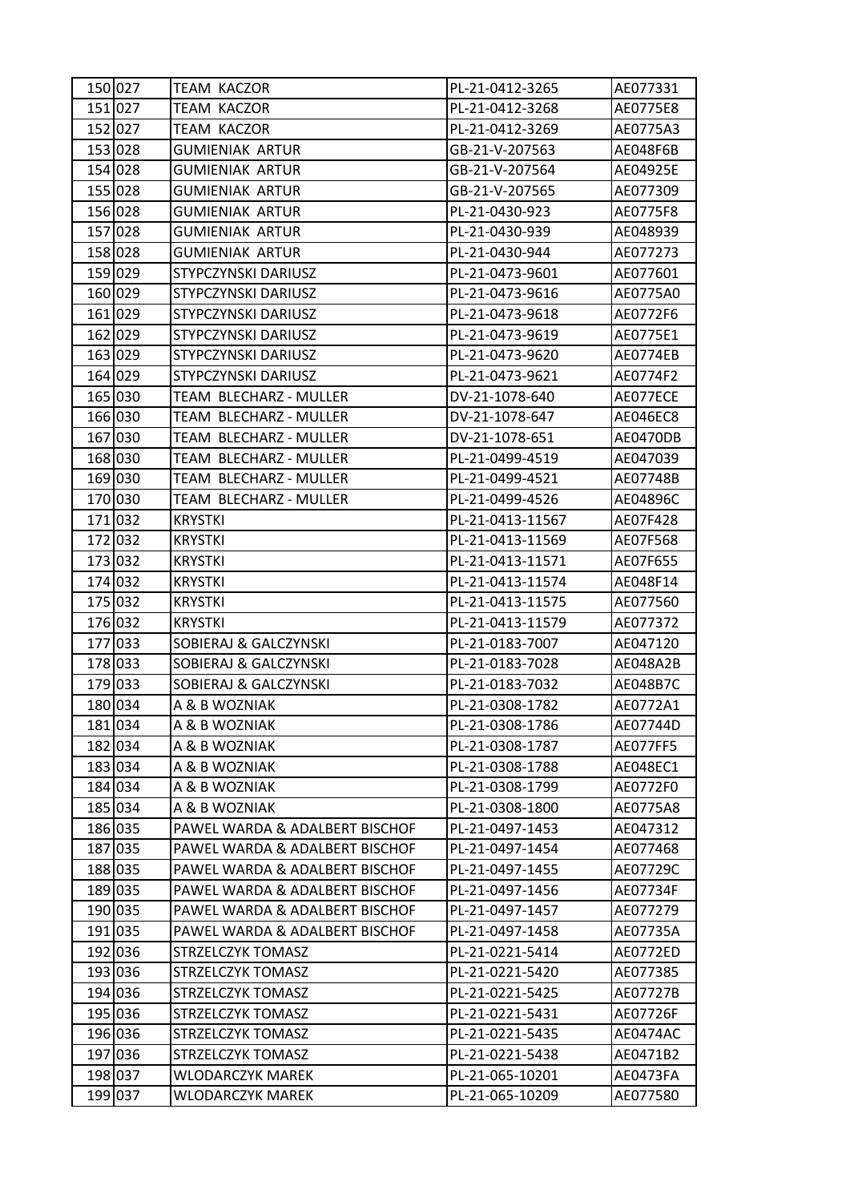| | | | | |
|---|---|---|---|---|
| 150 | 027 | TEAM KACZOR | PL-21-0412-3265 | AE077331 |
| 151 | 027 | TEAM KACZOR | PL-21-0412-3268 | AE0775E8 |
| 152 | 027 | TEAM KACZOR | PL-21-0412-3269 | AE0775A3 |
| 153 | 028 | GUMIENIAK ARTUR | GB-21-V-207563 | AE048F6B |
| 154 | 028 | GUMIENIAK ARTUR | GB-21-V-207564 | AE04925E |
| 155 | 028 | GUMIENIAK ARTUR | GB-21-V-207565 | AE077309 |
| 156 | 028 | GUMIENIAK ARTUR | PL-21-0430-923 | AE0775F8 |
| 157 | 028 | GUMIENIAK ARTUR | PL-21-0430-939 | AE048939 |
| 158 | 028 | GUMIENIAK ARTUR | PL-21-0430-944 | AE077273 |
| 159 | 029 | STYPCZYNSKI DARIUSZ | PL-21-0473-9601 | AE077601 |
| 160 | 029 | STYPCZYNSKI DARIUSZ | PL-21-0473-9616 | AE0775A0 |
| 161 | 029 | STYPCZYNSKI DARIUSZ | PL-21-0473-9618 | AE0772F6 |
| 162 | 029 | STYPCZYNSKI DARIUSZ | PL-21-0473-9619 | AE0775E1 |
| 163 | 029 | STYPCZYNSKI DARIUSZ | PL-21-0473-9620 | AE0774EB |
| 164 | 029 | STYPCZYNSKI DARIUSZ | PL-21-0473-9621 | AE0774F2 |
| 165 | 030 | TEAM BLECHARZ - MULLER | DV-21-1078-640 | AE077ECE |
| 166 | 030 | TEAM BLECHARZ - MULLER | DV-21-1078-647 | AE046EC8 |
| 167 | 030 | TEAM BLECHARZ - MULLER | DV-21-1078-651 | AE0470DB |
| 168 | 030 | TEAM BLECHARZ - MULLER | PL-21-0499-4519 | AE047039 |
| 169 | 030 | TEAM BLECHARZ - MULLER | PL-21-0499-4521 | AE07748B |
| 170 | 030 | TEAM BLECHARZ - MULLER | PL-21-0499-4526 | AE04896C |
| 171 | 032 | KRYSTKI | PL-21-0413-11567 | AE07F428 |
| 172 | 032 | KRYSTKI | PL-21-0413-11569 | AE07F568 |
| 173 | 032 | KRYSTKI | PL-21-0413-11571 | AE07F655 |
| 174 | 032 | KRYSTKI | PL-21-0413-11574 | AE048F14 |
| 175 | 032 | KRYSTKI | PL-21-0413-11575 | AE077560 |
| 176 | 032 | KRYSTKI | PL-21-0413-11579 | AE077372 |
| 177 | 033 | SOBIERAJ & GALCZYNSKI | PL-21-0183-7007 | AE047120 |
| 178 | 033 | SOBIERAJ & GALCZYNSKI | PL-21-0183-7028 | AE048A2B |
| 179 | 033 | SOBIERAJ & GALCZYNSKI | PL-21-0183-7032 | AE048B7C |
| 180 | 034 | A & B WOZNIAK | PL-21-0308-1782 | AE0772A1 |
| 181 | 034 | A & B WOZNIAK | PL-21-0308-1786 | AE07744D |
| 182 | 034 | A & B WOZNIAK | PL-21-0308-1787 | AE077FF5 |
| 183 | 034 | A & B WOZNIAK | PL-21-0308-1788 | AE048EC1 |
| 184 | 034 | A & B WOZNIAK | PL-21-0308-1799 | AE0772F0 |
| 185 | 034 | A & B WOZNIAK | PL-21-0308-1800 | AE0775A8 |
| 186 | 035 | PAWEL WARDA & ADALBERT BISCHOF | PL-21-0497-1453 | AE047312 |
| 187 | 035 | PAWEL WARDA & ADALBERT BISCHOF | PL-21-0497-1454 | AE077468 |
| 188 | 035 | PAWEL WARDA & ADALBERT BISCHOF | PL-21-0497-1455 | AE07729C |
| 189 | 035 | PAWEL WARDA & ADALBERT BISCHOF | PL-21-0497-1456 | AE07734F |
| 190 | 035 | PAWEL WARDA & ADALBERT BISCHOF | PL-21-0497-1457 | AE077279 |
| 191 | 035 | PAWEL WARDA & ADALBERT BISCHOF | PL-21-0497-1458 | AE07735A |
| 192 | 036 | STRZELCZYK TOMASZ | PL-21-0221-5414 | AE0772ED |
| 193 | 036 | STRZELCZYK TOMASZ | PL-21-0221-5420 | AE077385 |
| 194 | 036 | STRZELCZYK TOMASZ | PL-21-0221-5425 | AE07727B |
| 195 | 036 | STRZELCZYK TOMASZ | PL-21-0221-5431 | AE07726F |
| 196 | 036 | STRZELCZYK TOMASZ | PL-21-0221-5435 | AE0474AC |
| 197 | 036 | STRZELCZYK TOMASZ | PL-21-0221-5438 | AE0471B2 |
| 198 | 037 | WLODARCZYK MAREK | PL-21-065-10201 | AE0473FA |
| 199 | 037 | WLODARCZYK MAREK | PL-21-065-10209 | AE077580 |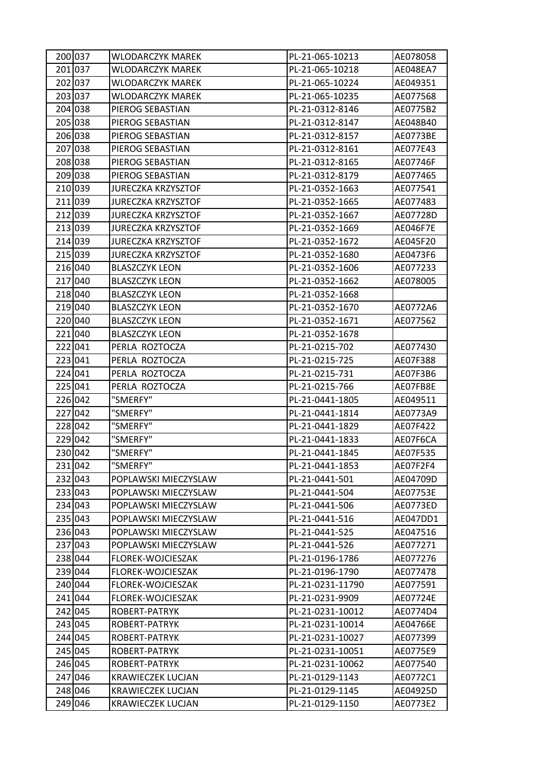| | | | | |
|---|---|---|---|---|
| 200 | 037 | WLODARCZYK MAREK | PL-21-065-10213 | AE078058 |
| 201 | 037 | WLODARCZYK MAREK | PL-21-065-10218 | AE048EA7 |
| 202 | 037 | WLODARCZYK MAREK | PL-21-065-10224 | AE049351 |
| 203 | 037 | WLODARCZYK MAREK | PL-21-065-10235 | AE077568 |
| 204 | 038 | PIEROG SEBASTIAN | PL-21-0312-8146 | AE0775B2 |
| 205 | 038 | PIEROG SEBASTIAN | PL-21-0312-8147 | AE048B40 |
| 206 | 038 | PIEROG SEBASTIAN | PL-21-0312-8157 | AE0773BE |
| 207 | 038 | PIEROG SEBASTIAN | PL-21-0312-8161 | AE077E43 |
| 208 | 038 | PIEROG SEBASTIAN | PL-21-0312-8165 | AE07746F |
| 209 | 038 | PIEROG SEBASTIAN | PL-21-0312-8179 | AE077465 |
| 210 | 039 | JURECZKA KRZYSZTOF | PL-21-0352-1663 | AE077541 |
| 211 | 039 | JURECZKA KRZYSZTOF | PL-21-0352-1665 | AE077483 |
| 212 | 039 | JURECZKA KRZYSZTOF | PL-21-0352-1667 | AE07728D |
| 213 | 039 | JURECZKA KRZYSZTOF | PL-21-0352-1669 | AE046F7E |
| 214 | 039 | JURECZKA KRZYSZTOF | PL-21-0352-1672 | AE045F20 |
| 215 | 039 | JURECZKA KRZYSZTOF | PL-21-0352-1680 | AE0473F6 |
| 216 | 040 | BLASZCZYK LEON | PL-21-0352-1606 | AE077233 |
| 217 | 040 | BLASZCZYK LEON | PL-21-0352-1662 | AE078005 |
| 218 | 040 | BLASZCZYK LEON | PL-21-0352-1668 | |
| 219 | 040 | BLASZCZYK LEON | PL-21-0352-1670 | AE0772A6 |
| 220 | 040 | BLASZCZYK LEON | PL-21-0352-1671 | AE077562 |
| 221 | 040 | BLASZCZYK LEON | PL-21-0352-1678 | |
| 222 | 041 | PERLA ROZTOCZA | PL-21-0215-702 | AE077430 |
| 223 | 041 | PERLA ROZTOCZA | PL-21-0215-725 | AE07F388 |
| 224 | 041 | PERLA ROZTOCZA | PL-21-0215-731 | AE07F3B6 |
| 225 | 041 | PERLA ROZTOCZA | PL-21-0215-766 | AE07FB8E |
| 226 | 042 | "SMERFY" | PL-21-0441-1805 | AE049511 |
| 227 | 042 | "SMERFY" | PL-21-0441-1814 | AE0773A9 |
| 228 | 042 | "SMERFY" | PL-21-0441-1829 | AE07F422 |
| 229 | 042 | "SMERFY" | PL-21-0441-1833 | AE07F6CA |
| 230 | 042 | "SMERFY" | PL-21-0441-1845 | AE07F535 |
| 231 | 042 | "SMERFY" | PL-21-0441-1853 | AE07F2F4 |
| 232 | 043 | POPLAWSKI MIECZYSLAW | PL-21-0441-501 | AE04709D |
| 233 | 043 | POPLAWSKI MIECZYSLAW | PL-21-0441-504 | AE07753E |
| 234 | 043 | POPLAWSKI MIECZYSLAW | PL-21-0441-506 | AE0773ED |
| 235 | 043 | POPLAWSKI MIECZYSLAW | PL-21-0441-516 | AE047DD1 |
| 236 | 043 | POPLAWSKI MIECZYSLAW | PL-21-0441-525 | AE047516 |
| 237 | 043 | POPLAWSKI MIECZYSLAW | PL-21-0441-526 | AE077271 |
| 238 | 044 | FLOREK-WOJCIESZAK | PL-21-0196-1786 | AE077276 |
| 239 | 044 | FLOREK-WOJCIESZAK | PL-21-0196-1790 | AE077478 |
| 240 | 044 | FLOREK-WOJCIESZAK | PL-21-0231-11790 | AE077591 |
| 241 | 044 | FLOREK-WOJCIESZAK | PL-21-0231-9909 | AE07724E |
| 242 | 045 | ROBERT-PATRYK | PL-21-0231-10012 | AE0774D4 |
| 243 | 045 | ROBERT-PATRYK | PL-21-0231-10014 | AE04766E |
| 244 | 045 | ROBERT-PATRYK | PL-21-0231-10027 | AE077399 |
| 245 | 045 | ROBERT-PATRYK | PL-21-0231-10051 | AE0775E9 |
| 246 | 045 | ROBERT-PATRYK | PL-21-0231-10062 | AE077540 |
| 247 | 046 | KRAWIECZEK LUCJAN | PL-21-0129-1143 | AE0772C1 |
| 248 | 046 | KRAWIECZEK LUCJAN | PL-21-0129-1145 | AE04925D |
| 249 | 046 | KRAWIECZEK LUCJAN | PL-21-0129-1150 | AE0773E2 |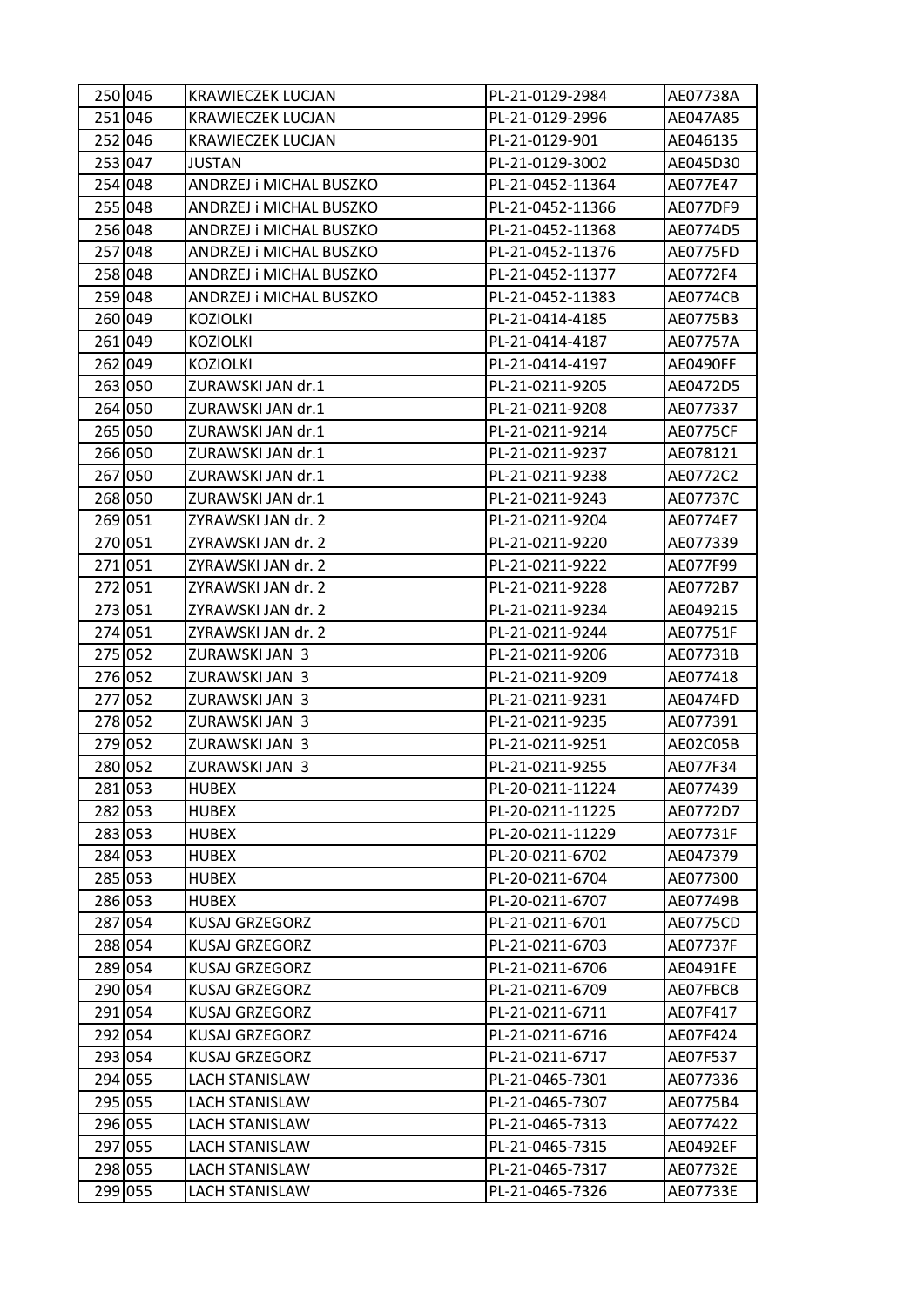| 250 | 046 | KRAWIECZEK LUCJAN | PL-21-0129-2984 | AE07738A |
|---|---|---|---|---|
| 251 | 046 | KRAWIECZEK LUCJAN | PL-21-0129-2996 | AE047A85 |
| 252 | 046 | KRAWIECZEK LUCJAN | PL-21-0129-901 | AE046135 |
| 253 | 047 | JUSTAN | PL-21-0129-3002 | AE045D30 |
| 254 | 048 | ANDRZEJ i MICHAL BUSZKO | PL-21-0452-11364 | AE077E47 |
| 255 | 048 | ANDRZEJ i MICHAL BUSZKO | PL-21-0452-11366 | AE077DF9 |
| 256 | 048 | ANDRZEJ i MICHAL BUSZKO | PL-21-0452-11368 | AE0774D5 |
| 257 | 048 | ANDRZEJ i MICHAL BUSZKO | PL-21-0452-11376 | AE0775FD |
| 258 | 048 | ANDRZEJ i MICHAL BUSZKO | PL-21-0452-11377 | AE0772F4 |
| 259 | 048 | ANDRZEJ i MICHAL BUSZKO | PL-21-0452-11383 | AE0774CB |
| 260 | 049 | KOZIOLKI | PL-21-0414-4185 | AE0775B3 |
| 261 | 049 | KOZIOLKI | PL-21-0414-4187 | AE07757A |
| 262 | 049 | KOZIOLKI | PL-21-0414-4197 | AE0490FF |
| 263 | 050 | ZURAWSKI JAN dr.1 | PL-21-0211-9205 | AE0472D5 |
| 264 | 050 | ZURAWSKI JAN dr.1 | PL-21-0211-9208 | AE077337 |
| 265 | 050 | ZURAWSKI JAN dr.1 | PL-21-0211-9214 | AE0775CF |
| 266 | 050 | ZURAWSKI JAN dr.1 | PL-21-0211-9237 | AE078121 |
| 267 | 050 | ZURAWSKI JAN dr.1 | PL-21-0211-9238 | AE0772C2 |
| 268 | 050 | ZURAWSKI JAN dr.1 | PL-21-0211-9243 | AE07737C |
| 269 | 051 | ZYRAWSKI JAN dr. 2 | PL-21-0211-9204 | AE0774E7 |
| 270 | 051 | ZYRAWSKI JAN dr. 2 | PL-21-0211-9220 | AE077339 |
| 271 | 051 | ZYRAWSKI JAN dr. 2 | PL-21-0211-9222 | AE077F99 |
| 272 | 051 | ZYRAWSKI JAN dr. 2 | PL-21-0211-9228 | AE0772B7 |
| 273 | 051 | ZYRAWSKI JAN dr. 2 | PL-21-0211-9234 | AE049215 |
| 274 | 051 | ZYRAWSKI JAN dr. 2 | PL-21-0211-9244 | AE07751F |
| 275 | 052 | ZURAWSKI JAN 3 | PL-21-0211-9206 | AE07731B |
| 276 | 052 | ZURAWSKI JAN 3 | PL-21-0211-9209 | AE077418 |
| 277 | 052 | ZURAWSKI JAN 3 | PL-21-0211-9231 | AE0474FD |
| 278 | 052 | ZURAWSKI JAN 3 | PL-21-0211-9235 | AE077391 |
| 279 | 052 | ZURAWSKI JAN 3 | PL-21-0211-9251 | AE02C05B |
| 280 | 052 | ZURAWSKI JAN 3 | PL-21-0211-9255 | AE077F34 |
| 281 | 053 | HUBEX | PL-20-0211-11224 | AE077439 |
| 282 | 053 | HUBEX | PL-20-0211-11225 | AE0772D7 |
| 283 | 053 | HUBEX | PL-20-0211-11229 | AE07731F |
| 284 | 053 | HUBEX | PL-20-0211-6702 | AE047379 |
| 285 | 053 | HUBEX | PL-20-0211-6704 | AE077300 |
| 286 | 053 | HUBEX | PL-20-0211-6707 | AE07749B |
| 287 | 054 | KUSAJ GRZEGORZ | PL-21-0211-6701 | AE0775CD |
| 288 | 054 | KUSAJ GRZEGORZ | PL-21-0211-6703 | AE07737F |
| 289 | 054 | KUSAJ GRZEGORZ | PL-21-0211-6706 | AE0491FE |
| 290 | 054 | KUSAJ GRZEGORZ | PL-21-0211-6709 | AE07FBCB |
| 291 | 054 | KUSAJ GRZEGORZ | PL-21-0211-6711 | AE07F417 |
| 292 | 054 | KUSAJ GRZEGORZ | PL-21-0211-6716 | AE07F424 |
| 293 | 054 | KUSAJ GRZEGORZ | PL-21-0211-6717 | AE07F537 |
| 294 | 055 | LACH STANISLAW | PL-21-0465-7301 | AE077336 |
| 295 | 055 | LACH STANISLAW | PL-21-0465-7307 | AE0775B4 |
| 296 | 055 | LACH STANISLAW | PL-21-0465-7313 | AE077422 |
| 297 | 055 | LACH STANISLAW | PL-21-0465-7315 | AE0492EF |
| 298 | 055 | LACH STANISLAW | PL-21-0465-7317 | AE07732E |
| 299 | 055 | LACH STANISLAW | PL-21-0465-7326 | AE07733E |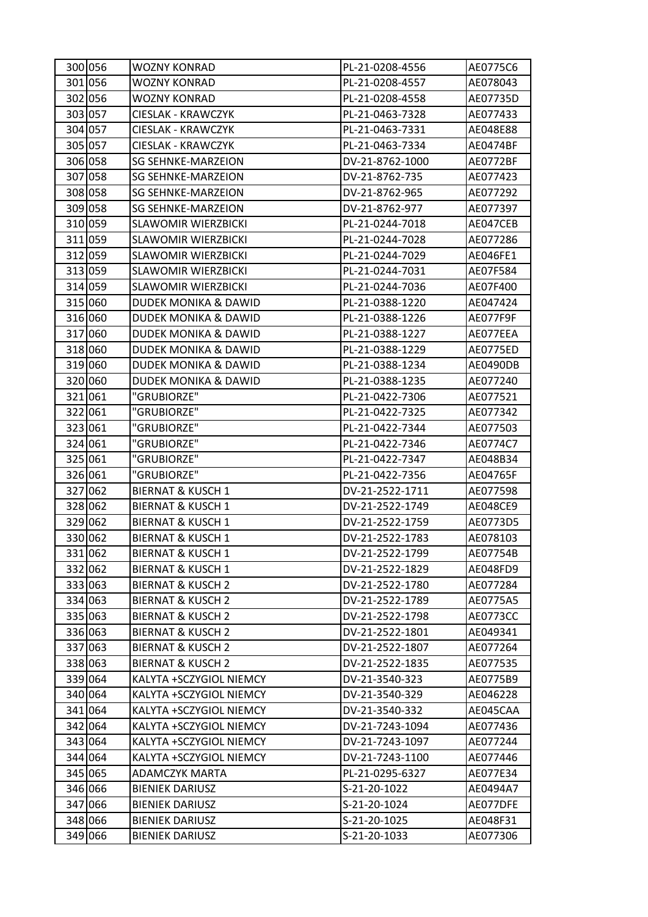| | | | | |
|---|---|---|---|---|
| 300 | 056 | WOZNY KONRAD | PL-21-0208-4556 | AE0775C6 |
| 301 | 056 | WOZNY KONRAD | PL-21-0208-4557 | AE078043 |
| 302 | 056 | WOZNY KONRAD | PL-21-0208-4558 | AE07735D |
| 303 | 057 | CIESLAK - KRAWCZYK | PL-21-0463-7328 | AE077433 |
| 304 | 057 | CIESLAK - KRAWCZYK | PL-21-0463-7331 | AE048E88 |
| 305 | 057 | CIESLAK - KRAWCZYK | PL-21-0463-7334 | AE0474BF |
| 306 | 058 | SG SEHNKE-MARZEION | DV-21-8762-1000 | AE0772BF |
| 307 | 058 | SG SEHNKE-MARZEION | DV-21-8762-735 | AE077423 |
| 308 | 058 | SG SEHNKE-MARZEION | DV-21-8762-965 | AE077292 |
| 309 | 058 | SG SEHNKE-MARZEION | DV-21-8762-977 | AE077397 |
| 310 | 059 | SLAWOMIR WIERZBICKI | PL-21-0244-7018 | AE047CEB |
| 311 | 059 | SLAWOMIR WIERZBICKI | PL-21-0244-7028 | AE077286 |
| 312 | 059 | SLAWOMIR WIERZBICKI | PL-21-0244-7029 | AE046FE1 |
| 313 | 059 | SLAWOMIR WIERZBICKI | PL-21-0244-7031 | AE07F584 |
| 314 | 059 | SLAWOMIR WIERZBICKI | PL-21-0244-7036 | AE07F400 |
| 315 | 060 | DUDEK MONIKA & DAWID | PL-21-0388-1220 | AE047424 |
| 316 | 060 | DUDEK MONIKA & DAWID | PL-21-0388-1226 | AE077F9F |
| 317 | 060 | DUDEK MONIKA & DAWID | PL-21-0388-1227 | AE077EEA |
| 318 | 060 | DUDEK MONIKA & DAWID | PL-21-0388-1229 | AE0775ED |
| 319 | 060 | DUDEK MONIKA & DAWID | PL-21-0388-1234 | AE0490DB |
| 320 | 060 | DUDEK MONIKA & DAWID | PL-21-0388-1235 | AE077240 |
| 321 | 061 | "GRUBIORZE" | PL-21-0422-7306 | AE077521 |
| 322 | 061 | "GRUBIORZE" | PL-21-0422-7325 | AE077342 |
| 323 | 061 | "GRUBIORZE" | PL-21-0422-7344 | AE077503 |
| 324 | 061 | "GRUBIORZE" | PL-21-0422-7346 | AE0774C7 |
| 325 | 061 | "GRUBIORZE" | PL-21-0422-7347 | AE048B34 |
| 326 | 061 | "GRUBIORZE" | PL-21-0422-7356 | AE04765F |
| 327 | 062 | BIERNAT & KUSCH 1 | DV-21-2522-1711 | AE077598 |
| 328 | 062 | BIERNAT & KUSCH 1 | DV-21-2522-1749 | AE048CE9 |
| 329 | 062 | BIERNAT & KUSCH 1 | DV-21-2522-1759 | AE0773D5 |
| 330 | 062 | BIERNAT & KUSCH 1 | DV-21-2522-1783 | AE078103 |
| 331 | 062 | BIERNAT & KUSCH 1 | DV-21-2522-1799 | AE07754B |
| 332 | 062 | BIERNAT & KUSCH 1 | DV-21-2522-1829 | AE048FD9 |
| 333 | 063 | BIERNAT & KUSCH 2 | DV-21-2522-1780 | AE077284 |
| 334 | 063 | BIERNAT & KUSCH 2 | DV-21-2522-1789 | AE0775A5 |
| 335 | 063 | BIERNAT & KUSCH 2 | DV-21-2522-1798 | AE0773CC |
| 336 | 063 | BIERNAT & KUSCH 2 | DV-21-2522-1801 | AE049341 |
| 337 | 063 | BIERNAT & KUSCH 2 | DV-21-2522-1807 | AE077264 |
| 338 | 063 | BIERNAT & KUSCH 2 | DV-21-2522-1835 | AE077535 |
| 339 | 064 | KALYTA +SCZYGIOL NIEMCY | DV-21-3540-323 | AE0775B9 |
| 340 | 064 | KALYTA +SCZYGIOL NIEMCY | DV-21-3540-329 | AE046228 |
| 341 | 064 | KALYTA +SCZYGIOL NIEMCY | DV-21-3540-332 | AE045CAA |
| 342 | 064 | KALYTA +SCZYGIOL NIEMCY | DV-21-7243-1094 | AE077436 |
| 343 | 064 | KALYTA +SCZYGIOL NIEMCY | DV-21-7243-1097 | AE077244 |
| 344 | 064 | KALYTA +SCZYGIOL NIEMCY | DV-21-7243-1100 | AE077446 |
| 345 | 065 | ADAMCZYK MARTA | PL-21-0295-6327 | AE077E34 |
| 346 | 066 | BIENIEK DARIUSZ | S-21-20-1022 | AE0494A7 |
| 347 | 066 | BIENIEK DARIUSZ | S-21-20-1024 | AE077DFE |
| 348 | 066 | BIENIEK DARIUSZ | S-21-20-1025 | AE048F31 |
| 349 | 066 | BIENIEK DARIUSZ | S-21-20-1033 | AE077306 |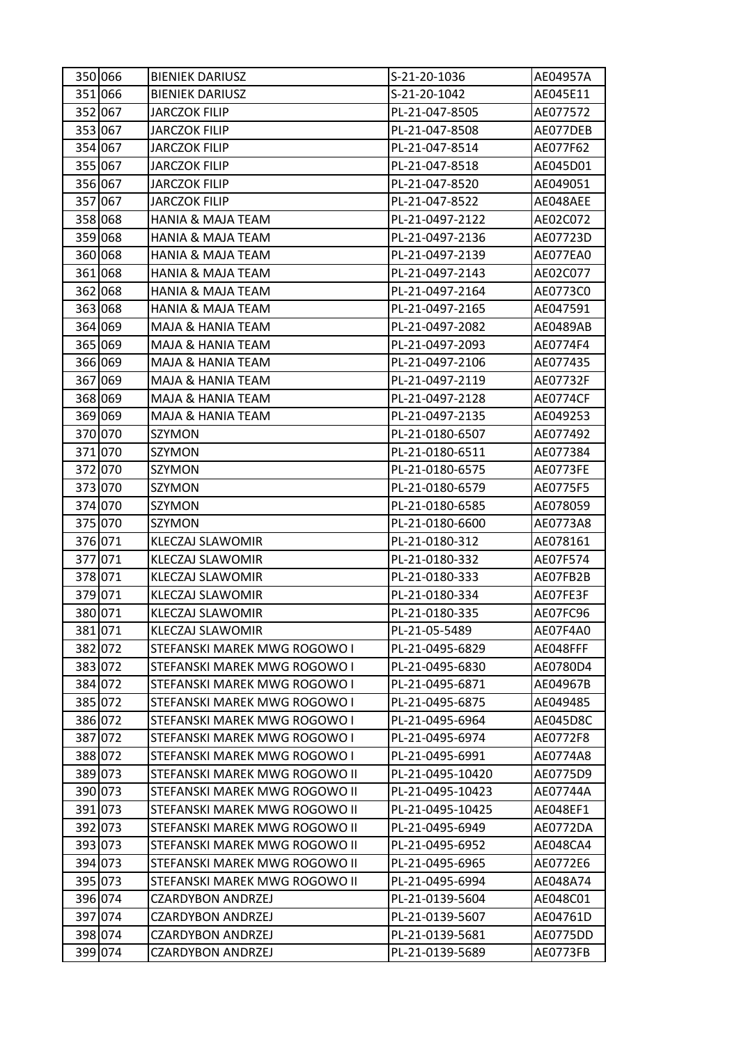| | | | | |
|---|---|---|---|---|
| 350 | 066 | BIENIEK DARIUSZ | S-21-20-1036 | AE04957A |
| 351 | 066 | BIENIEK DARIUSZ | S-21-20-1042 | AE045E11 |
| 352 | 067 | JARCZOK FILIP | PL-21-047-8505 | AE077572 |
| 353 | 067 | JARCZOK FILIP | PL-21-047-8508 | AE077DEB |
| 354 | 067 | JARCZOK FILIP | PL-21-047-8514 | AE077F62 |
| 355 | 067 | JARCZOK FILIP | PL-21-047-8518 | AE045D01 |
| 356 | 067 | JARCZOK FILIP | PL-21-047-8520 | AE049051 |
| 357 | 067 | JARCZOK FILIP | PL-21-047-8522 | AE048AEE |
| 358 | 068 | HANIA & MAJA TEAM | PL-21-0497-2122 | AE02C072 |
| 359 | 068 | HANIA & MAJA TEAM | PL-21-0497-2136 | AE07723D |
| 360 | 068 | HANIA & MAJA TEAM | PL-21-0497-2139 | AE077EA0 |
| 361 | 068 | HANIA & MAJA TEAM | PL-21-0497-2143 | AE02C077 |
| 362 | 068 | HANIA & MAJA TEAM | PL-21-0497-2164 | AE0773C0 |
| 363 | 068 | HANIA & MAJA TEAM | PL-21-0497-2165 | AE047591 |
| 364 | 069 | MAJA & HANIA TEAM | PL-21-0497-2082 | AE0489AB |
| 365 | 069 | MAJA & HANIA TEAM | PL-21-0497-2093 | AE0774F4 |
| 366 | 069 | MAJA & HANIA TEAM | PL-21-0497-2106 | AE077435 |
| 367 | 069 | MAJA & HANIA TEAM | PL-21-0497-2119 | AE07732F |
| 368 | 069 | MAJA & HANIA TEAM | PL-21-0497-2128 | AE0774CF |
| 369 | 069 | MAJA & HANIA TEAM | PL-21-0497-2135 | AE049253 |
| 370 | 070 | SZYMON | PL-21-0180-6507 | AE077492 |
| 371 | 070 | SZYMON | PL-21-0180-6511 | AE077384 |
| 372 | 070 | SZYMON | PL-21-0180-6575 | AE0773FE |
| 373 | 070 | SZYMON | PL-21-0180-6579 | AE0775F5 |
| 374 | 070 | SZYMON | PL-21-0180-6585 | AE078059 |
| 375 | 070 | SZYMON | PL-21-0180-6600 | AE0773A8 |
| 376 | 071 | KLECZAJ SLAWOMIR | PL-21-0180-312 | AE078161 |
| 377 | 071 | KLECZAJ SLAWOMIR | PL-21-0180-332 | AE07F574 |
| 378 | 071 | KLECZAJ SLAWOMIR | PL-21-0180-333 | AE07FB2B |
| 379 | 071 | KLECZAJ SLAWOMIR | PL-21-0180-334 | AE07FE3F |
| 380 | 071 | KLECZAJ SLAWOMIR | PL-21-0180-335 | AE07FC96 |
| 381 | 071 | KLECZAJ SLAWOMIR | PL-21-05-5489 | AE07F4A0 |
| 382 | 072 | STEFANSKI MAREK MWG ROGOWO I | PL-21-0495-6829 | AE048FFF |
| 383 | 072 | STEFANSKI MAREK MWG ROGOWO I | PL-21-0495-6830 | AE0780D4 |
| 384 | 072 | STEFANSKI MAREK MWG ROGOWO I | PL-21-0495-6871 | AE04967B |
| 385 | 072 | STEFANSKI MAREK MWG ROGOWO I | PL-21-0495-6875 | AE049485 |
| 386 | 072 | STEFANSKI MAREK MWG ROGOWO I | PL-21-0495-6964 | AE045D8C |
| 387 | 072 | STEFANSKI MAREK MWG ROGOWO I | PL-21-0495-6974 | AE0772F8 |
| 388 | 072 | STEFANSKI MAREK MWG ROGOWO I | PL-21-0495-6991 | AE0774A8 |
| 389 | 073 | STEFANSKI MAREK MWG ROGOWO II | PL-21-0495-10420 | AE0775D9 |
| 390 | 073 | STEFANSKI MAREK MWG ROGOWO II | PL-21-0495-10423 | AE07744A |
| 391 | 073 | STEFANSKI MAREK MWG ROGOWO II | PL-21-0495-10425 | AE048EF1 |
| 392 | 073 | STEFANSKI MAREK MWG ROGOWO II | PL-21-0495-6949 | AE0772DA |
| 393 | 073 | STEFANSKI MAREK MWG ROGOWO II | PL-21-0495-6952 | AE048CA4 |
| 394 | 073 | STEFANSKI MAREK MWG ROGOWO II | PL-21-0495-6965 | AE0772E6 |
| 395 | 073 | STEFANSKI MAREK MWG ROGOWO II | PL-21-0495-6994 | AE048A74 |
| 396 | 074 | CZARDYBON ANDRZEJ | PL-21-0139-5604 | AE048C01 |
| 397 | 074 | CZARDYBON ANDRZEJ | PL-21-0139-5607 | AE04761D |
| 398 | 074 | CZARDYBON ANDRZEJ | PL-21-0139-5681 | AE0775DD |
| 399 | 074 | CZARDYBON ANDRZEJ | PL-21-0139-5689 | AE0773FB |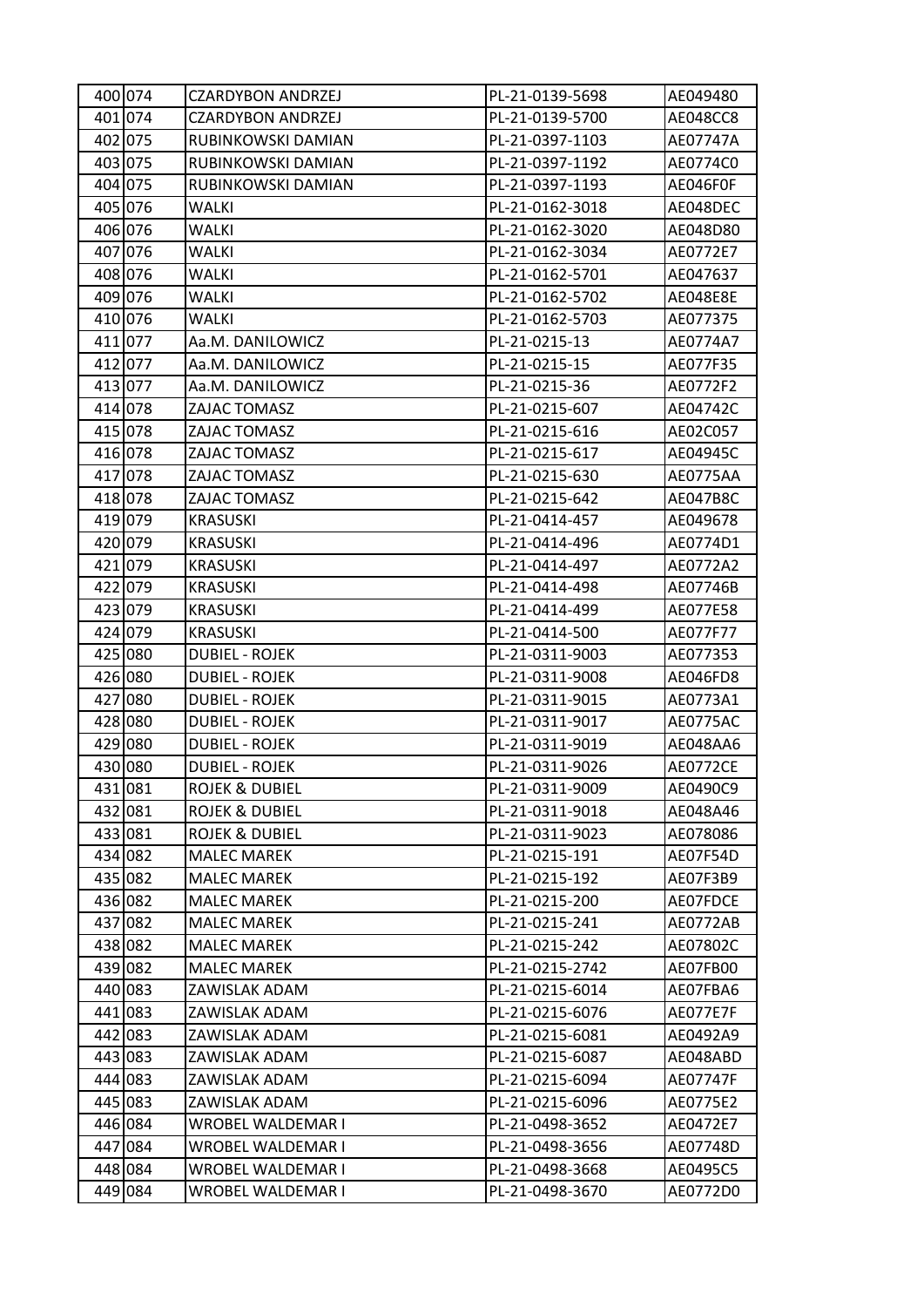| | | | | |
|---|---|---|---|---|
| 400 | 074 | CZARDYBON ANDRZEJ | PL-21-0139-5698 | AE049480 |
| 401 | 074 | CZARDYBON ANDRZEJ | PL-21-0139-5700 | AE048CC8 |
| 402 | 075 | RUBINKOWSKI DAMIAN | PL-21-0397-1103 | AE07747A |
| 403 | 075 | RUBINKOWSKI DAMIAN | PL-21-0397-1192 | AE0774C0 |
| 404 | 075 | RUBINKOWSKI DAMIAN | PL-21-0397-1193 | AE046F0F |
| 405 | 076 | WALKI | PL-21-0162-3018 | AE048DEC |
| 406 | 076 | WALKI | PL-21-0162-3020 | AE048D80 |
| 407 | 076 | WALKI | PL-21-0162-3034 | AE0772E7 |
| 408 | 076 | WALKI | PL-21-0162-5701 | AE047637 |
| 409 | 076 | WALKI | PL-21-0162-5702 | AE048E8E |
| 410 | 076 | WALKI | PL-21-0162-5703 | AE077375 |
| 411 | 077 | Aa.M. DANILOWICZ | PL-21-0215-13 | AE0774A7 |
| 412 | 077 | Aa.M. DANILOWICZ | PL-21-0215-15 | AE077F35 |
| 413 | 077 | Aa.M. DANILOWICZ | PL-21-0215-36 | AE0772F2 |
| 414 | 078 | ZAJAC TOMASZ | PL-21-0215-607 | AE04742C |
| 415 | 078 | ZAJAC TOMASZ | PL-21-0215-616 | AE02C057 |
| 416 | 078 | ZAJAC TOMASZ | PL-21-0215-617 | AE04945C |
| 417 | 078 | ZAJAC TOMASZ | PL-21-0215-630 | AE0775AA |
| 418 | 078 | ZAJAC TOMASZ | PL-21-0215-642 | AE047B8C |
| 419 | 079 | KRASUSKI | PL-21-0414-457 | AE049678 |
| 420 | 079 | KRASUSKI | PL-21-0414-496 | AE0774D1 |
| 421 | 079 | KRASUSKI | PL-21-0414-497 | AE0772A2 |
| 422 | 079 | KRASUSKI | PL-21-0414-498 | AE07746B |
| 423 | 079 | KRASUSKI | PL-21-0414-499 | AE077E58 |
| 424 | 079 | KRASUSKI | PL-21-0414-500 | AE077F77 |
| 425 | 080 | DUBIEL - ROJEK | PL-21-0311-9003 | AE077353 |
| 426 | 080 | DUBIEL - ROJEK | PL-21-0311-9008 | AE046FD8 |
| 427 | 080 | DUBIEL - ROJEK | PL-21-0311-9015 | AE0773A1 |
| 428 | 080 | DUBIEL - ROJEK | PL-21-0311-9017 | AE0775AC |
| 429 | 080 | DUBIEL - ROJEK | PL-21-0311-9019 | AE048AA6 |
| 430 | 080 | DUBIEL - ROJEK | PL-21-0311-9026 | AE0772CE |
| 431 | 081 | ROJEK & DUBIEL | PL-21-0311-9009 | AE0490C9 |
| 432 | 081 | ROJEK & DUBIEL | PL-21-0311-9018 | AE048A46 |
| 433 | 081 | ROJEK & DUBIEL | PL-21-0311-9023 | AE078086 |
| 434 | 082 | MALEC MAREK | PL-21-0215-191 | AE07F54D |
| 435 | 082 | MALEC MAREK | PL-21-0215-192 | AE07F3B9 |
| 436 | 082 | MALEC MAREK | PL-21-0215-200 | AE07FDCE |
| 437 | 082 | MALEC MAREK | PL-21-0215-241 | AE0772AB |
| 438 | 082 | MALEC MAREK | PL-21-0215-242 | AE07802C |
| 439 | 082 | MALEC MAREK | PL-21-0215-2742 | AE07FB00 |
| 440 | 083 | ZAWISLAK ADAM | PL-21-0215-6014 | AE07FBA6 |
| 441 | 083 | ZAWISLAK ADAM | PL-21-0215-6076 | AE077E7F |
| 442 | 083 | ZAWISLAK ADAM | PL-21-0215-6081 | AE0492A9 |
| 443 | 083 | ZAWISLAK ADAM | PL-21-0215-6087 | AE048ABD |
| 444 | 083 | ZAWISLAK ADAM | PL-21-0215-6094 | AE07747F |
| 445 | 083 | ZAWISLAK ADAM | PL-21-0215-6096 | AE0775E2 |
| 446 | 084 | WROBEL WALDEMAR I | PL-21-0498-3652 | AE0472E7 |
| 447 | 084 | WROBEL WALDEMAR I | PL-21-0498-3656 | AE07748D |
| 448 | 084 | WROBEL WALDEMAR I | PL-21-0498-3668 | AE0495C5 |
| 449 | 084 | WROBEL WALDEMAR I | PL-21-0498-3670 | AE0772D0 |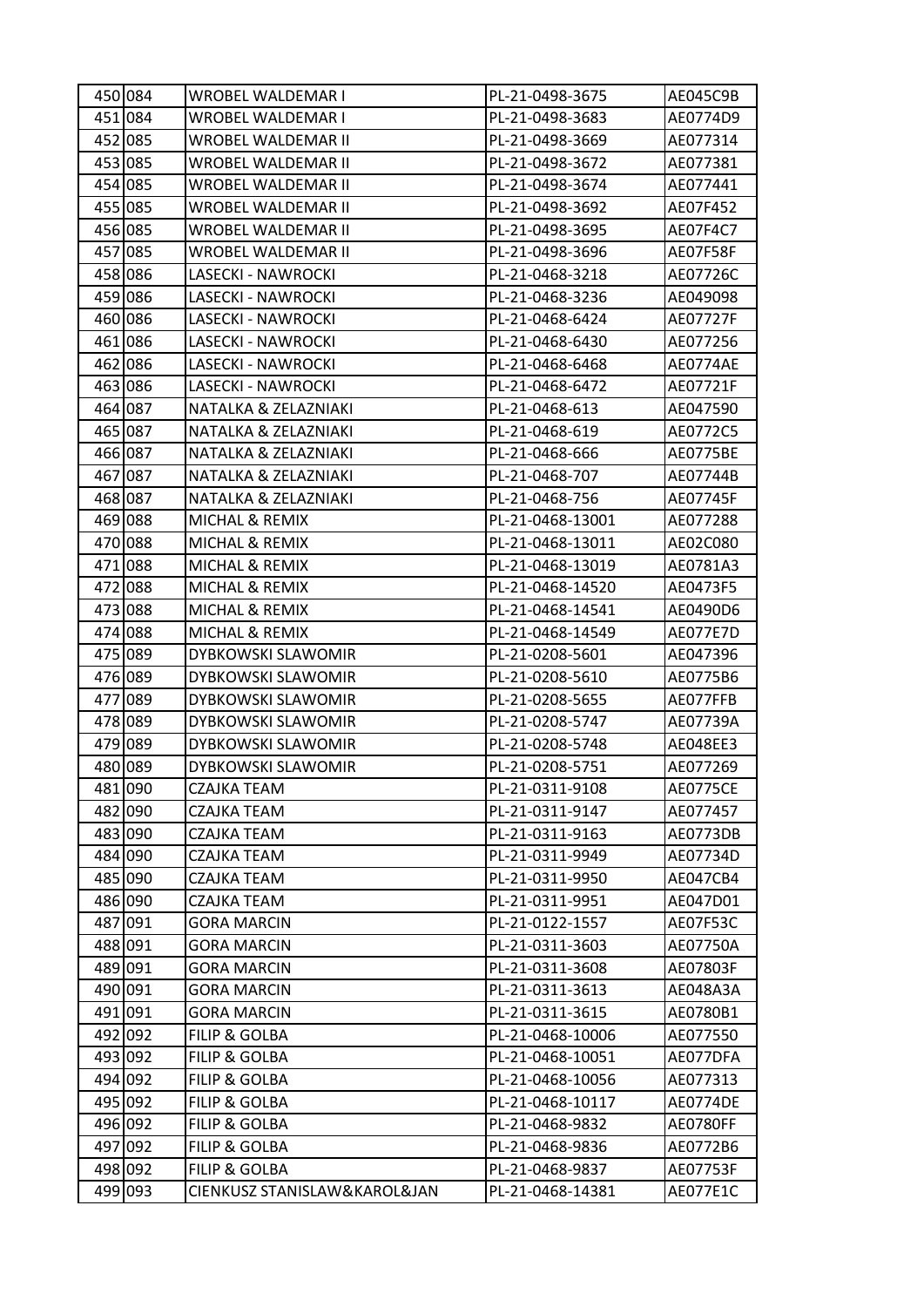| | | | | |
|---|---|---|---|---|
| 450 | 084 | WROBEL WALDEMAR I | PL-21-0498-3675 | AE045C9B |
| 451 | 084 | WROBEL WALDEMAR I | PL-21-0498-3683 | AE0774D9 |
| 452 | 085 | WROBEL WALDEMAR II | PL-21-0498-3669 | AE077314 |
| 453 | 085 | WROBEL WALDEMAR II | PL-21-0498-3672 | AE077381 |
| 454 | 085 | WROBEL WALDEMAR II | PL-21-0498-3674 | AE077441 |
| 455 | 085 | WROBEL WALDEMAR II | PL-21-0498-3692 | AE07F452 |
| 456 | 085 | WROBEL WALDEMAR II | PL-21-0498-3695 | AE07F4C7 |
| 457 | 085 | WROBEL WALDEMAR II | PL-21-0498-3696 | AE07F58F |
| 458 | 086 | LASECKI - NAWROCKI | PL-21-0468-3218 | AE07726C |
| 459 | 086 | LASECKI - NAWROCKI | PL-21-0468-3236 | AE049098 |
| 460 | 086 | LASECKI - NAWROCKI | PL-21-0468-6424 | AE07727F |
| 461 | 086 | LASECKI - NAWROCKI | PL-21-0468-6430 | AE077256 |
| 462 | 086 | LASECKI - NAWROCKI | PL-21-0468-6468 | AE0774AE |
| 463 | 086 | LASECKI - NAWROCKI | PL-21-0468-6472 | AE07721F |
| 464 | 087 | NATALKA & ZELAZNIAKI | PL-21-0468-613 | AE047590 |
| 465 | 087 | NATALKA & ZELAZNIAKI | PL-21-0468-619 | AE0772C5 |
| 466 | 087 | NATALKA & ZELAZNIAKI | PL-21-0468-666 | AE0775BE |
| 467 | 087 | NATALKA & ZELAZNIAKI | PL-21-0468-707 | AE07744B |
| 468 | 087 | NATALKA & ZELAZNIAKI | PL-21-0468-756 | AE07745F |
| 469 | 088 | MICHAL & REMIX | PL-21-0468-13001 | AE077288 |
| 470 | 088 | MICHAL & REMIX | PL-21-0468-13011 | AE02C080 |
| 471 | 088 | MICHAL & REMIX | PL-21-0468-13019 | AE0781A3 |
| 472 | 088 | MICHAL & REMIX | PL-21-0468-14520 | AE0473F5 |
| 473 | 088 | MICHAL & REMIX | PL-21-0468-14541 | AE0490D6 |
| 474 | 088 | MICHAL & REMIX | PL-21-0468-14549 | AE077E7D |
| 475 | 089 | DYBKOWSKI SLAWOMIR | PL-21-0208-5601 | AE047396 |
| 476 | 089 | DYBKOWSKI SLAWOMIR | PL-21-0208-5610 | AE0775B6 |
| 477 | 089 | DYBKOWSKI SLAWOMIR | PL-21-0208-5655 | AE077FFB |
| 478 | 089 | DYBKOWSKI SLAWOMIR | PL-21-0208-5747 | AE07739A |
| 479 | 089 | DYBKOWSKI SLAWOMIR | PL-21-0208-5748 | AE048EE3 |
| 480 | 089 | DYBKOWSKI SLAWOMIR | PL-21-0208-5751 | AE077269 |
| 481 | 090 | CZAJKA TEAM | PL-21-0311-9108 | AE0775CE |
| 482 | 090 | CZAJKA TEAM | PL-21-0311-9147 | AE077457 |
| 483 | 090 | CZAJKA TEAM | PL-21-0311-9163 | AE0773DB |
| 484 | 090 | CZAJKA TEAM | PL-21-0311-9949 | AE07734D |
| 485 | 090 | CZAJKA TEAM | PL-21-0311-9950 | AE047CB4 |
| 486 | 090 | CZAJKA TEAM | PL-21-0311-9951 | AE047D01 |
| 487 | 091 | GORA MARCIN | PL-21-0122-1557 | AE07F53C |
| 488 | 091 | GORA MARCIN | PL-21-0311-3603 | AE07750A |
| 489 | 091 | GORA MARCIN | PL-21-0311-3608 | AE07803F |
| 490 | 091 | GORA MARCIN | PL-21-0311-3613 | AE048A3A |
| 491 | 091 | GORA MARCIN | PL-21-0311-3615 | AE0780B1 |
| 492 | 092 | FILIP & GOLBA | PL-21-0468-10006 | AE077550 |
| 493 | 092 | FILIP & GOLBA | PL-21-0468-10051 | AE077DFA |
| 494 | 092 | FILIP & GOLBA | PL-21-0468-10056 | AE077313 |
| 495 | 092 | FILIP & GOLBA | PL-21-0468-10117 | AE0774DE |
| 496 | 092 | FILIP & GOLBA | PL-21-0468-9832 | AE0780FF |
| 497 | 092 | FILIP & GOLBA | PL-21-0468-9836 | AE0772B6 |
| 498 | 092 | FILIP & GOLBA | PL-21-0468-9837 | AE07753F |
| 499 | 093 | CIENKUSZ STANISLAW&KAROL&JAN | PL-21-0468-14381 | AE077E1C |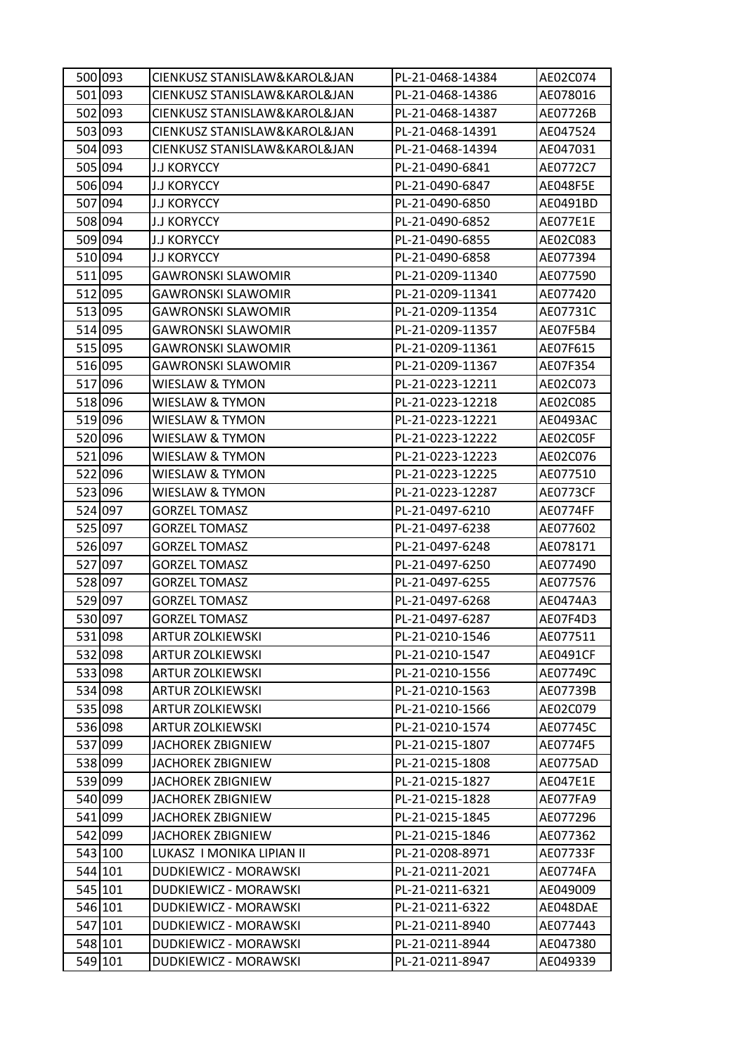| 500 | 093 | CIENKUSZ STANISLAW&KAROL&JAN | PL-21-0468-14384 | AE02C074 |
|---|---|---|---|---|
| 501 | 093 | CIENKUSZ STANISLAW&KAROL&JAN | PL-21-0468-14386 | AE078016 |
| 502 | 093 | CIENKUSZ STANISLAW&KAROL&JAN | PL-21-0468-14387 | AE07726B |
| 503 | 093 | CIENKUSZ STANISLAW&KAROL&JAN | PL-21-0468-14391 | AE047524 |
| 504 | 093 | CIENKUSZ STANISLAW&KAROL&JAN | PL-21-0468-14394 | AE047031 |
| 505 | 094 | J.J KORYCCY | PL-21-0490-6841 | AE0772C7 |
| 506 | 094 | J.J KORYCCY | PL-21-0490-6847 | AE048F5E |
| 507 | 094 | J.J KORYCCY | PL-21-0490-6850 | AE0491BD |
| 508 | 094 | J.J KORYCCY | PL-21-0490-6852 | AE077E1E |
| 509 | 094 | J.J KORYCCY | PL-21-0490-6855 | AE02C083 |
| 510 | 094 | J.J KORYCCY | PL-21-0490-6858 | AE077394 |
| 511 | 095 | GAWRONSKI SLAWOMIR | PL-21-0209-11340 | AE077590 |
| 512 | 095 | GAWRONSKI SLAWOMIR | PL-21-0209-11341 | AE077420 |
| 513 | 095 | GAWRONSKI SLAWOMIR | PL-21-0209-11354 | AE07731C |
| 514 | 095 | GAWRONSKI SLAWOMIR | PL-21-0209-11357 | AE07F5B4 |
| 515 | 095 | GAWRONSKI SLAWOMIR | PL-21-0209-11361 | AE07F615 |
| 516 | 095 | GAWRONSKI SLAWOMIR | PL-21-0209-11367 | AE07F354 |
| 517 | 096 | WIESLAW & TYMON | PL-21-0223-12211 | AE02C073 |
| 518 | 096 | WIESLAW & TYMON | PL-21-0223-12218 | AE02C085 |
| 519 | 096 | WIESLAW & TYMON | PL-21-0223-12221 | AE0493AC |
| 520 | 096 | WIESLAW & TYMON | PL-21-0223-12222 | AE02C05F |
| 521 | 096 | WIESLAW & TYMON | PL-21-0223-12223 | AE02C076 |
| 522 | 096 | WIESLAW & TYMON | PL-21-0223-12225 | AE077510 |
| 523 | 096 | WIESLAW & TYMON | PL-21-0223-12287 | AE0773CF |
| 524 | 097 | GORZEL TOMASZ | PL-21-0497-6210 | AE0774FF |
| 525 | 097 | GORZEL TOMASZ | PL-21-0497-6238 | AE077602 |
| 526 | 097 | GORZEL TOMASZ | PL-21-0497-6248 | AE078171 |
| 527 | 097 | GORZEL TOMASZ | PL-21-0497-6250 | AE077490 |
| 528 | 097 | GORZEL TOMASZ | PL-21-0497-6255 | AE077576 |
| 529 | 097 | GORZEL TOMASZ | PL-21-0497-6268 | AE0474A3 |
| 530 | 097 | GORZEL TOMASZ | PL-21-0497-6287 | AE07F4D3 |
| 531 | 098 | ARTUR ZOLKIEWSKI | PL-21-0210-1546 | AE077511 |
| 532 | 098 | ARTUR ZOLKIEWSKI | PL-21-0210-1547 | AE0491CF |
| 533 | 098 | ARTUR ZOLKIEWSKI | PL-21-0210-1556 | AE07749C |
| 534 | 098 | ARTUR ZOLKIEWSKI | PL-21-0210-1563 | AE07739B |
| 535 | 098 | ARTUR ZOLKIEWSKI | PL-21-0210-1566 | AE02C079 |
| 536 | 098 | ARTUR ZOLKIEWSKI | PL-21-0210-1574 | AE07745C |
| 537 | 099 | JACHOREK ZBIGNIEW | PL-21-0215-1807 | AE0774F5 |
| 538 | 099 | JACHOREK ZBIGNIEW | PL-21-0215-1808 | AE0775AD |
| 539 | 099 | JACHOREK ZBIGNIEW | PL-21-0215-1827 | AE047E1E |
| 540 | 099 | JACHOREK ZBIGNIEW | PL-21-0215-1828 | AE077FA9 |
| 541 | 099 | JACHOREK ZBIGNIEW | PL-21-0215-1845 | AE077296 |
| 542 | 099 | JACHOREK ZBIGNIEW | PL-21-0215-1846 | AE077362 |
| 543 | 100 | LUKASZ I MONIKA LIPIAN II | PL-21-0208-8971 | AE07733F |
| 544 | 101 | DUDKIEWICZ - MORAWSKI | PL-21-0211-2021 | AE0774FA |
| 545 | 101 | DUDKIEWICZ - MORAWSKI | PL-21-0211-6321 | AE049009 |
| 546 | 101 | DUDKIEWICZ - MORAWSKI | PL-21-0211-6322 | AE048DAE |
| 547 | 101 | DUDKIEWICZ - MORAWSKI | PL-21-0211-8940 | AE077443 |
| 548 | 101 | DUDKIEWICZ - MORAWSKI | PL-21-0211-8944 | AE047380 |
| 549 | 101 | DUDKIEWICZ - MORAWSKI | PL-21-0211-8947 | AE049339 |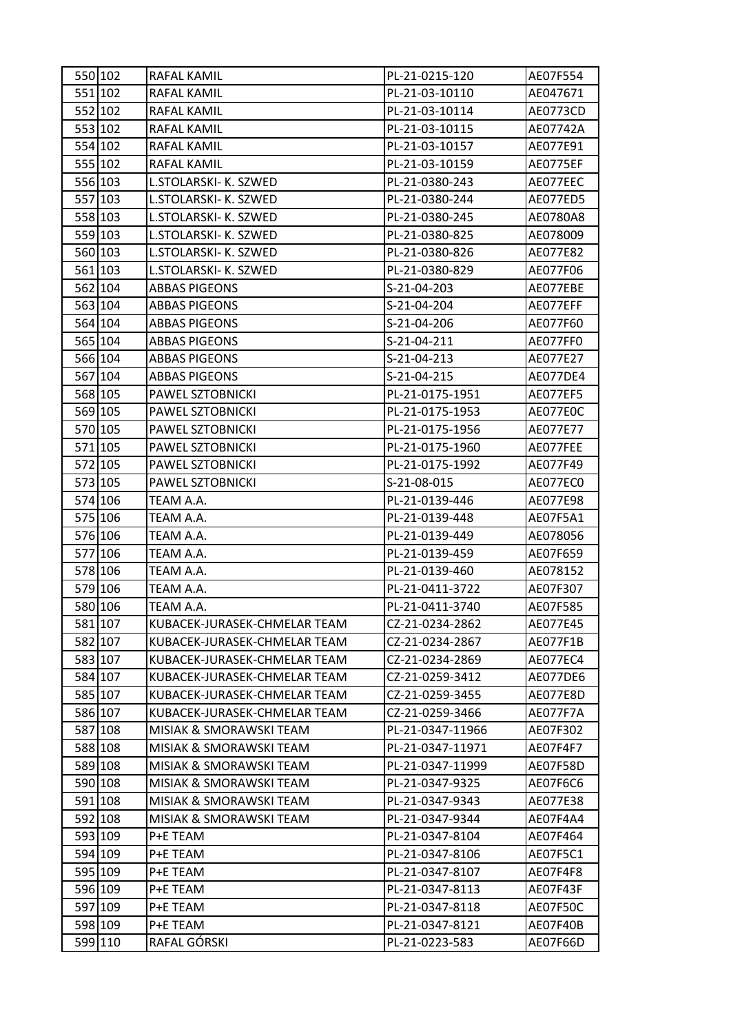| | | | | |
|---|---|---|---|---|
| 550 | 102 | RAFAL KAMIL | PL-21-0215-120 | AE07F554 |
| 551 | 102 | RAFAL KAMIL | PL-21-03-10110 | AE047671 |
| 552 | 102 | RAFAL KAMIL | PL-21-03-10114 | AE0773CD |
| 553 | 102 | RAFAL KAMIL | PL-21-03-10115 | AE07742A |
| 554 | 102 | RAFAL KAMIL | PL-21-03-10157 | AE077E91 |
| 555 | 102 | RAFAL KAMIL | PL-21-03-10159 | AE0775EF |
| 556 | 103 | L.STOLARSKI- K. SZWED | PL-21-0380-243 | AE077EEC |
| 557 | 103 | L.STOLARSKI- K. SZWED | PL-21-0380-244 | AE077ED5 |
| 558 | 103 | L.STOLARSKI- K. SZWED | PL-21-0380-245 | AE0780A8 |
| 559 | 103 | L.STOLARSKI- K. SZWED | PL-21-0380-825 | AE078009 |
| 560 | 103 | L.STOLARSKI- K. SZWED | PL-21-0380-826 | AE077E82 |
| 561 | 103 | L.STOLARSKI- K. SZWED | PL-21-0380-829 | AE077F06 |
| 562 | 104 | ABBAS PIGEONS | S-21-04-203 | AE077EBE |
| 563 | 104 | ABBAS PIGEONS | S-21-04-204 | AE077EFF |
| 564 | 104 | ABBAS PIGEONS | S-21-04-206 | AE077F60 |
| 565 | 104 | ABBAS PIGEONS | S-21-04-211 | AE077FF0 |
| 566 | 104 | ABBAS PIGEONS | S-21-04-213 | AE077E27 |
| 567 | 104 | ABBAS PIGEONS | S-21-04-215 | AE077DE4 |
| 568 | 105 | PAWEL SZTOBNICKI | PL-21-0175-1951 | AE077EF5 |
| 569 | 105 | PAWEL SZTOBNICKI | PL-21-0175-1953 | AE077E0C |
| 570 | 105 | PAWEL SZTOBNICKI | PL-21-0175-1956 | AE077E77 |
| 571 | 105 | PAWEL SZTOBNICKI | PL-21-0175-1960 | AE077FEE |
| 572 | 105 | PAWEL SZTOBNICKI | PL-21-0175-1992 | AE077F49 |
| 573 | 105 | PAWEL SZTOBNICKI | S-21-08-015 | AE077EC0 |
| 574 | 106 | TEAM A.A. | PL-21-0139-446 | AE077E98 |
| 575 | 106 | TEAM A.A. | PL-21-0139-448 | AE07F5A1 |
| 576 | 106 | TEAM A.A. | PL-21-0139-449 | AE078056 |
| 577 | 106 | TEAM A.A. | PL-21-0139-459 | AE07F659 |
| 578 | 106 | TEAM A.A. | PL-21-0139-460 | AE078152 |
| 579 | 106 | TEAM A.A. | PL-21-0411-3722 | AE07F307 |
| 580 | 106 | TEAM A.A. | PL-21-0411-3740 | AE07F585 |
| 581 | 107 | KUBACEK-JURASEK-CHMELAR TEAM | CZ-21-0234-2862 | AE077E45 |
| 582 | 107 | KUBACEK-JURASEK-CHMELAR TEAM | CZ-21-0234-2867 | AE077F1B |
| 583 | 107 | KUBACEK-JURASEK-CHMELAR TEAM | CZ-21-0234-2869 | AE077EC4 |
| 584 | 107 | KUBACEK-JURASEK-CHMELAR TEAM | CZ-21-0259-3412 | AE077DE6 |
| 585 | 107 | KUBACEK-JURASEK-CHMELAR TEAM | CZ-21-0259-3455 | AE077E8D |
| 586 | 107 | KUBACEK-JURASEK-CHMELAR TEAM | CZ-21-0259-3466 | AE077F7A |
| 587 | 108 | MISIAK & SMORAWSKI TEAM | PL-21-0347-11966 | AE07F302 |
| 588 | 108 | MISIAK & SMORAWSKI TEAM | PL-21-0347-11971 | AE07F4F7 |
| 589 | 108 | MISIAK & SMORAWSKI TEAM | PL-21-0347-11999 | AE07F58D |
| 590 | 108 | MISIAK & SMORAWSKI TEAM | PL-21-0347-9325 | AE07F6C6 |
| 591 | 108 | MISIAK & SMORAWSKI TEAM | PL-21-0347-9343 | AE077E38 |
| 592 | 108 | MISIAK & SMORAWSKI TEAM | PL-21-0347-9344 | AE07F4A4 |
| 593 | 109 | P+E TEAM | PL-21-0347-8104 | AE07F464 |
| 594 | 109 | P+E TEAM | PL-21-0347-8106 | AE07F5C1 |
| 595 | 109 | P+E TEAM | PL-21-0347-8107 | AE07F4F8 |
| 596 | 109 | P+E TEAM | PL-21-0347-8113 | AE07F43F |
| 597 | 109 | P+E TEAM | PL-21-0347-8118 | AE07F50C |
| 598 | 109 | P+E TEAM | PL-21-0347-8121 | AE07F40B |
| 599 | 110 | RAFAL GÓRSKI | PL-21-0223-583 | AE07F66D |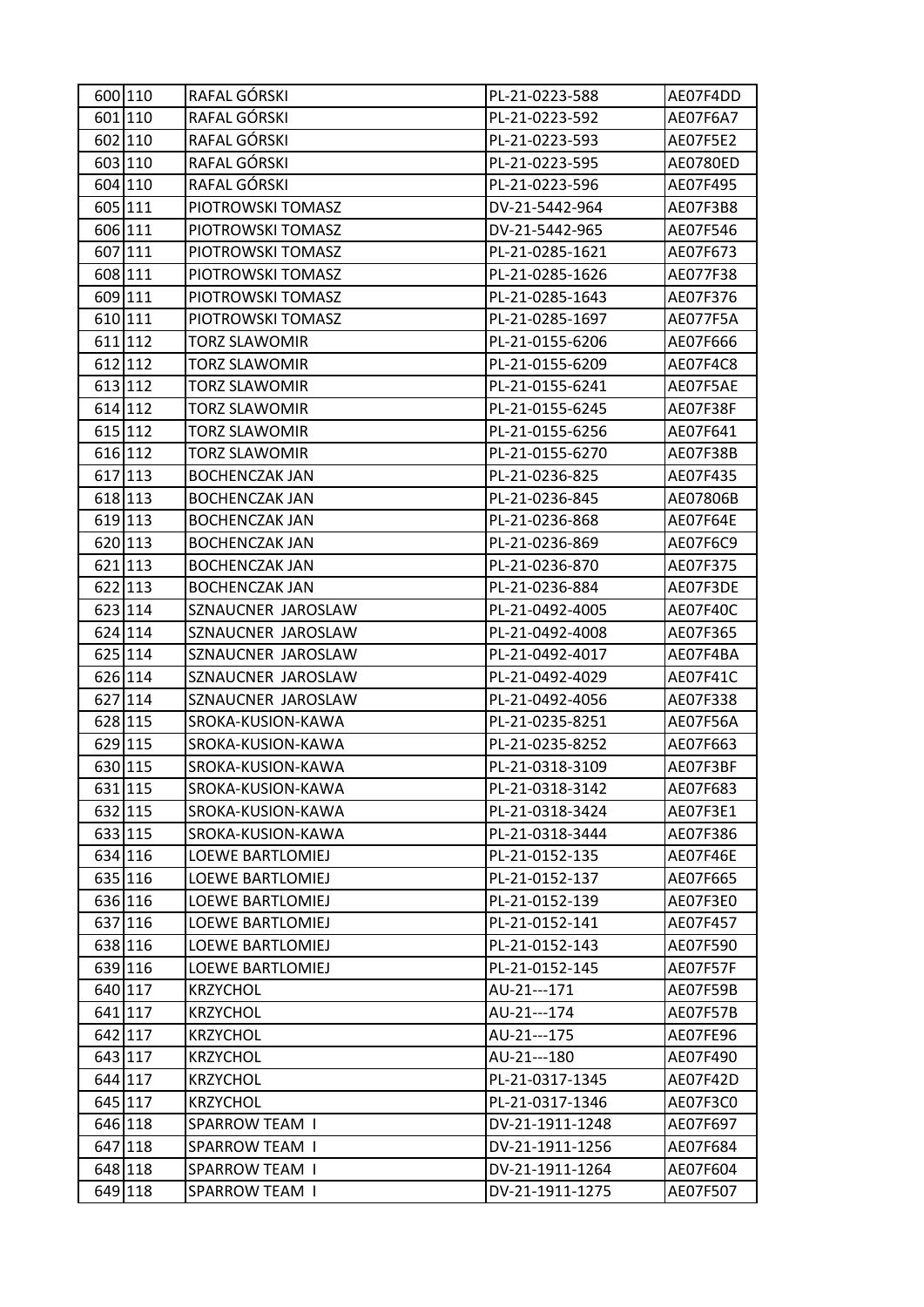| 600 | 110 | RAFAL GÓRSKI | PL-21-0223-588 | AE07F4DD |
|---|---|---|---|---|
| 601 | 110 | RAFAL GÓRSKI | PL-21-0223-592 | AE07F6A7 |
| 602 | 110 | RAFAL GÓRSKI | PL-21-0223-593 | AE07F5E2 |
| 603 | 110 | RAFAL GÓRSKI | PL-21-0223-595 | AE0780ED |
| 604 | 110 | RAFAL GÓRSKI | PL-21-0223-596 | AE07F495 |
| 605 | 111 | PIOTROWSKI TOMASZ | DV-21-5442-964 | AE07F3B8 |
| 606 | 111 | PIOTROWSKI TOMASZ | DV-21-5442-965 | AE07F546 |
| 607 | 111 | PIOTROWSKI TOMASZ | PL-21-0285-1621 | AE07F673 |
| 608 | 111 | PIOTROWSKI TOMASZ | PL-21-0285-1626 | AE077F38 |
| 609 | 111 | PIOTROWSKI TOMASZ | PL-21-0285-1643 | AE07F376 |
| 610 | 111 | PIOTROWSKI TOMASZ | PL-21-0285-1697 | AE077F5A |
| 611 | 112 | TORZ SLAWOMIR | PL-21-0155-6206 | AE07F666 |
| 612 | 112 | TORZ SLAWOMIR | PL-21-0155-6209 | AE07F4C8 |
| 613 | 112 | TORZ SLAWOMIR | PL-21-0155-6241 | AE07F5AE |
| 614 | 112 | TORZ SLAWOMIR | PL-21-0155-6245 | AE07F38F |
| 615 | 112 | TORZ SLAWOMIR | PL-21-0155-6256 | AE07F641 |
| 616 | 112 | TORZ SLAWOMIR | PL-21-0155-6270 | AE07F38B |
| 617 | 113 | BOCHENCZAK JAN | PL-21-0236-825 | AE07F435 |
| 618 | 113 | BOCHENCZAK JAN | PL-21-0236-845 | AE07806B |
| 619 | 113 | BOCHENCZAK JAN | PL-21-0236-868 | AE07F64E |
| 620 | 113 | BOCHENCZAK JAN | PL-21-0236-869 | AE07F6C9 |
| 621 | 113 | BOCHENCZAK JAN | PL-21-0236-870 | AE07F375 |
| 622 | 113 | BOCHENCZAK JAN | PL-21-0236-884 | AE07F3DE |
| 623 | 114 | SZNAUCNER JAROSLAW | PL-21-0492-4005 | AE07F40C |
| 624 | 114 | SZNAUCNER JAROSLAW | PL-21-0492-4008 | AE07F365 |
| 625 | 114 | SZNAUCNER JAROSLAW | PL-21-0492-4017 | AE07F4BA |
| 626 | 114 | SZNAUCNER JAROSLAW | PL-21-0492-4029 | AE07F41C |
| 627 | 114 | SZNAUCNER JAROSLAW | PL-21-0492-4056 | AE07F338 |
| 628 | 115 | SROKA-KUSION-KAWA | PL-21-0235-8251 | AE07F56A |
| 629 | 115 | SROKA-KUSION-KAWA | PL-21-0235-8252 | AE07F663 |
| 630 | 115 | SROKA-KUSION-KAWA | PL-21-0318-3109 | AE07F3BF |
| 631 | 115 | SROKA-KUSION-KAWA | PL-21-0318-3142 | AE07F683 |
| 632 | 115 | SROKA-KUSION-KAWA | PL-21-0318-3424 | AE07F3E1 |
| 633 | 115 | SROKA-KUSION-KAWA | PL-21-0318-3444 | AE07F386 |
| 634 | 116 | LOEWE BARTLOMIEJ | PL-21-0152-135 | AE07F46E |
| 635 | 116 | LOEWE BARTLOMIEJ | PL-21-0152-137 | AE07F665 |
| 636 | 116 | LOEWE BARTLOMIEJ | PL-21-0152-139 | AE07F3E0 |
| 637 | 116 | LOEWE BARTLOMIEJ | PL-21-0152-141 | AE07F457 |
| 638 | 116 | LOEWE BARTLOMIEJ | PL-21-0152-143 | AE07F590 |
| 639 | 116 | LOEWE BARTLOMIEJ | PL-21-0152-145 | AE07F57F |
| 640 | 117 | KRZYCHOL | AU-21---171 | AE07F59B |
| 641 | 117 | KRZYCHOL | AU-21---174 | AE07F57B |
| 642 | 117 | KRZYCHOL | AU-21---175 | AE07FE96 |
| 643 | 117 | KRZYCHOL | AU-21---180 | AE07F490 |
| 644 | 117 | KRZYCHOL | PL-21-0317-1345 | AE07F42D |
| 645 | 117 | KRZYCHOL | PL-21-0317-1346 | AE07F3C0 |
| 646 | 118 | SPARROW TEAM I | DV-21-1911-1248 | AE07F697 |
| 647 | 118 | SPARROW TEAM I | DV-21-1911-1256 | AE07F684 |
| 648 | 118 | SPARROW TEAM I | DV-21-1911-1264 | AE07F604 |
| 649 | 118 | SPARROW TEAM I | DV-21-1911-1275 | AE07F507 |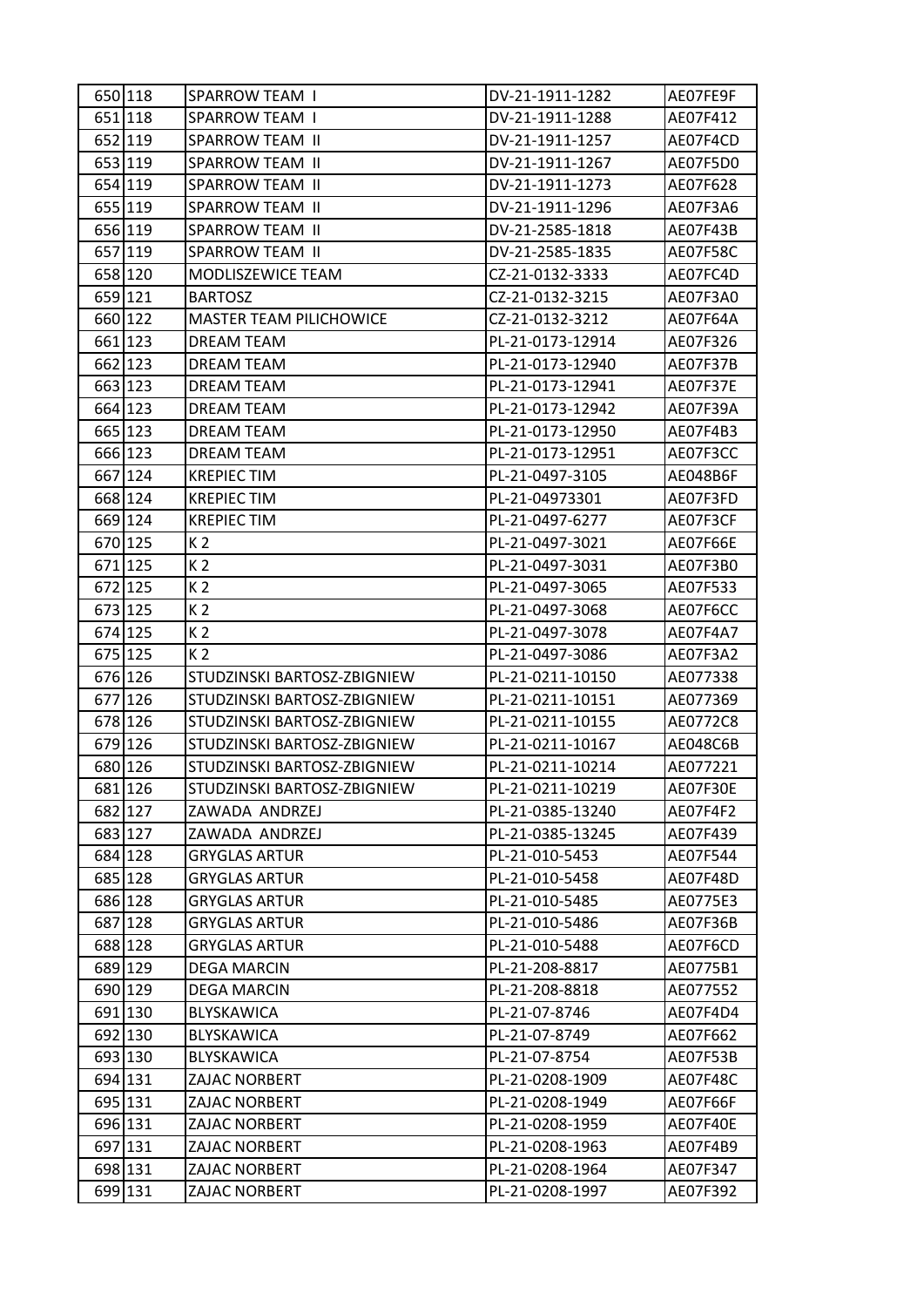| 650 | 118 | SPARROW TEAM I | DV-21-1911-1282 | AE07FE9F |
|---|---|---|---|---|
| 651 | 118 | SPARROW TEAM I | DV-21-1911-1288 | AE07F412 |
| 652 | 119 | SPARROW TEAM II | DV-21-1911-1257 | AE07F4CD |
| 653 | 119 | SPARROW TEAM II | DV-21-1911-1267 | AE07F5D0 |
| 654 | 119 | SPARROW TEAM II | DV-21-1911-1273 | AE07F628 |
| 655 | 119 | SPARROW TEAM II | DV-21-1911-1296 | AE07F3A6 |
| 656 | 119 | SPARROW TEAM II | DV-21-2585-1818 | AE07F43B |
| 657 | 119 | SPARROW TEAM II | DV-21-2585-1835 | AE07F58C |
| 658 | 120 | MODLISZEWICE TEAM | CZ-21-0132-3333 | AE07FC4D |
| 659 | 121 | BARTOSZ | CZ-21-0132-3215 | AE07F3A0 |
| 660 | 122 | MASTER TEAM PILICHOWICE | CZ-21-0132-3212 | AE07F64A |
| 661 | 123 | DREAM TEAM | PL-21-0173-12914 | AE07F326 |
| 662 | 123 | DREAM TEAM | PL-21-0173-12940 | AE07F37B |
| 663 | 123 | DREAM TEAM | PL-21-0173-12941 | AE07F37E |
| 664 | 123 | DREAM TEAM | PL-21-0173-12942 | AE07F39A |
| 665 | 123 | DREAM TEAM | PL-21-0173-12950 | AE07F4B3 |
| 666 | 123 | DREAM TEAM | PL-21-0173-12951 | AE07F3CC |
| 667 | 124 | KREPIEC TIM | PL-21-0497-3105 | AE048B6F |
| 668 | 124 | KREPIEC TIM | PL-21-04973301 | AE07F3FD |
| 669 | 124 | KREPIEC TIM | PL-21-0497-6277 | AE07F3CF |
| 670 | 125 | K 2 | PL-21-0497-3021 | AE07F66E |
| 671 | 125 | K 2 | PL-21-0497-3031 | AE07F3B0 |
| 672 | 125 | K 2 | PL-21-0497-3065 | AE07F533 |
| 673 | 125 | K 2 | PL-21-0497-3068 | AE07F6CC |
| 674 | 125 | K 2 | PL-21-0497-3078 | AE07F4A7 |
| 675 | 125 | K 2 | PL-21-0497-3086 | AE07F3A2 |
| 676 | 126 | STUDZINSKI BARTOSZ-ZBIGNIEW | PL-21-0211-10150 | AE077338 |
| 677 | 126 | STUDZINSKI BARTOSZ-ZBIGNIEW | PL-21-0211-10151 | AE077369 |
| 678 | 126 | STUDZINSKI BARTOSZ-ZBIGNIEW | PL-21-0211-10155 | AE0772C8 |
| 679 | 126 | STUDZINSKI BARTOSZ-ZBIGNIEW | PL-21-0211-10167 | AE048C6B |
| 680 | 126 | STUDZINSKI BARTOSZ-ZBIGNIEW | PL-21-0211-10214 | AE077221 |
| 681 | 126 | STUDZINSKI BARTOSZ-ZBIGNIEW | PL-21-0211-10219 | AE07F30E |
| 682 | 127 | ZAWADA ANDRZEJ | PL-21-0385-13240 | AE07F4F2 |
| 683 | 127 | ZAWADA ANDRZEJ | PL-21-0385-13245 | AE07F439 |
| 684 | 128 | GRYGLAS ARTUR | PL-21-010-5453 | AE07F544 |
| 685 | 128 | GRYGLAS ARTUR | PL-21-010-5458 | AE07F48D |
| 686 | 128 | GRYGLAS ARTUR | PL-21-010-5485 | AE0775E3 |
| 687 | 128 | GRYGLAS ARTUR | PL-21-010-5486 | AE07F36B |
| 688 | 128 | GRYGLAS ARTUR | PL-21-010-5488 | AE07F6CD |
| 689 | 129 | DEGA MARCIN | PL-21-208-8817 | AE0775B1 |
| 690 | 129 | DEGA MARCIN | PL-21-208-8818 | AE077552 |
| 691 | 130 | BLYSKAWICA | PL-21-07-8746 | AE07F4D4 |
| 692 | 130 | BLYSKAWICA | PL-21-07-8749 | AE07F662 |
| 693 | 130 | BLYSKAWICA | PL-21-07-8754 | AE07F53B |
| 694 | 131 | ZAJAC NORBERT | PL-21-0208-1909 | AE07F48C |
| 695 | 131 | ZAJAC NORBERT | PL-21-0208-1949 | AE07F66F |
| 696 | 131 | ZAJAC NORBERT | PL-21-0208-1959 | AE07F40E |
| 697 | 131 | ZAJAC NORBERT | PL-21-0208-1963 | AE07F4B9 |
| 698 | 131 | ZAJAC NORBERT | PL-21-0208-1964 | AE07F347 |
| 699 | 131 | ZAJAC NORBERT | PL-21-0208-1997 | AE07F392 |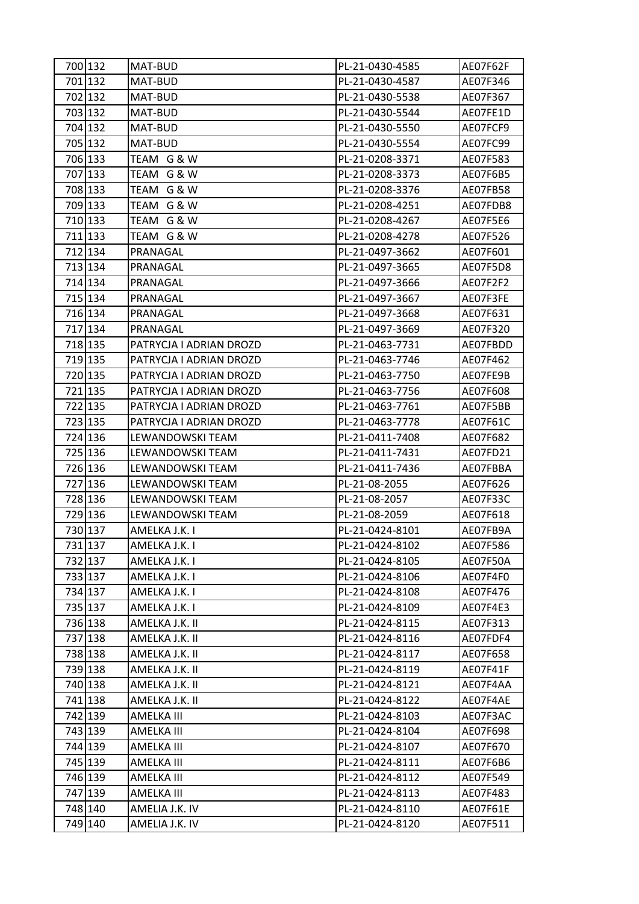| | | | | |
|---|---|---|---|---|
| 700 | 132 | MAT-BUD | PL-21-0430-4585 | AE07F62F |
| 701 | 132 | MAT-BUD | PL-21-0430-4587 | AE07F346 |
| 702 | 132 | MAT-BUD | PL-21-0430-5538 | AE07F367 |
| 703 | 132 | MAT-BUD | PL-21-0430-5544 | AE07FE1D |
| 704 | 132 | MAT-BUD | PL-21-0430-5550 | AE07FCF9 |
| 705 | 132 | MAT-BUD | PL-21-0430-5554 | AE07FC99 |
| 706 | 133 | TEAM G & W | PL-21-0208-3371 | AE07F583 |
| 707 | 133 | TEAM G & W | PL-21-0208-3373 | AE07F6B5 |
| 708 | 133 | TEAM G & W | PL-21-0208-3376 | AE07FB58 |
| 709 | 133 | TEAM G & W | PL-21-0208-4251 | AE07FDB8 |
| 710 | 133 | TEAM G & W | PL-21-0208-4267 | AE07F5E6 |
| 711 | 133 | TEAM G & W | PL-21-0208-4278 | AE07F526 |
| 712 | 134 | PRANAGAL | PL-21-0497-3662 | AE07F601 |
| 713 | 134 | PRANAGAL | PL-21-0497-3665 | AE07F5D8 |
| 714 | 134 | PRANAGAL | PL-21-0497-3666 | AE07F2F2 |
| 715 | 134 | PRANAGAL | PL-21-0497-3667 | AE07F3FE |
| 716 | 134 | PRANAGAL | PL-21-0497-3668 | AE07F631 |
| 717 | 134 | PRANAGAL | PL-21-0497-3669 | AE07F320 |
| 718 | 135 | PATRYCJA I ADRIAN DROZD | PL-21-0463-7731 | AE07FBDD |
| 719 | 135 | PATRYCJA I ADRIAN DROZD | PL-21-0463-7746 | AE07F462 |
| 720 | 135 | PATRYCJA I ADRIAN DROZD | PL-21-0463-7750 | AE07FE9B |
| 721 | 135 | PATRYCJA I ADRIAN DROZD | PL-21-0463-7756 | AE07F608 |
| 722 | 135 | PATRYCJA I ADRIAN DROZD | PL-21-0463-7761 | AE07F5BB |
| 723 | 135 | PATRYCJA I ADRIAN DROZD | PL-21-0463-7778 | AE07F61C |
| 724 | 136 | LEWANDOWSKI TEAM | PL-21-0411-7408 | AE07F682 |
| 725 | 136 | LEWANDOWSKI TEAM | PL-21-0411-7431 | AE07FD21 |
| 726 | 136 | LEWANDOWSKI TEAM | PL-21-0411-7436 | AE07FBBA |
| 727 | 136 | LEWANDOWSKI TEAM | PL-21-08-2055 | AE07F626 |
| 728 | 136 | LEWANDOWSKI TEAM | PL-21-08-2057 | AE07F33C |
| 729 | 136 | LEWANDOWSKI TEAM | PL-21-08-2059 | AE07F618 |
| 730 | 137 | AMELKA J.K. I | PL-21-0424-8101 | AE07FB9A |
| 731 | 137 | AMELKA J.K. I | PL-21-0424-8102 | AE07F586 |
| 732 | 137 | AMELKA J.K. I | PL-21-0424-8105 | AE07F50A |
| 733 | 137 | AMELKA J.K. I | PL-21-0424-8106 | AE07F4F0 |
| 734 | 137 | AMELKA J.K. I | PL-21-0424-8108 | AE07F476 |
| 735 | 137 | AMELKA J.K. I | PL-21-0424-8109 | AE07F4E3 |
| 736 | 138 | AMELKA J.K. II | PL-21-0424-8115 | AE07F313 |
| 737 | 138 | AMELKA J.K. II | PL-21-0424-8116 | AE07FDF4 |
| 738 | 138 | AMELKA J.K. II | PL-21-0424-8117 | AE07F658 |
| 739 | 138 | AMELKA J.K. II | PL-21-0424-8119 | AE07F41F |
| 740 | 138 | AMELKA J.K. II | PL-21-0424-8121 | AE07F4AA |
| 741 | 138 | AMELKA J.K. II | PL-21-0424-8122 | AE07F4AE |
| 742 | 139 | AMELKA III | PL-21-0424-8103 | AE07F3AC |
| 743 | 139 | AMELKA III | PL-21-0424-8104 | AE07F698 |
| 744 | 139 | AMELKA III | PL-21-0424-8107 | AE07F670 |
| 745 | 139 | AMELKA III | PL-21-0424-8111 | AE07F6B6 |
| 746 | 139 | AMELKA III | PL-21-0424-8112 | AE07F549 |
| 747 | 139 | AMELKA III | PL-21-0424-8113 | AE07F483 |
| 748 | 140 | AMELIA J.K. IV | PL-21-0424-8110 | AE07F61E |
| 749 | 140 | AMELIA J.K. IV | PL-21-0424-8120 | AE07F511 |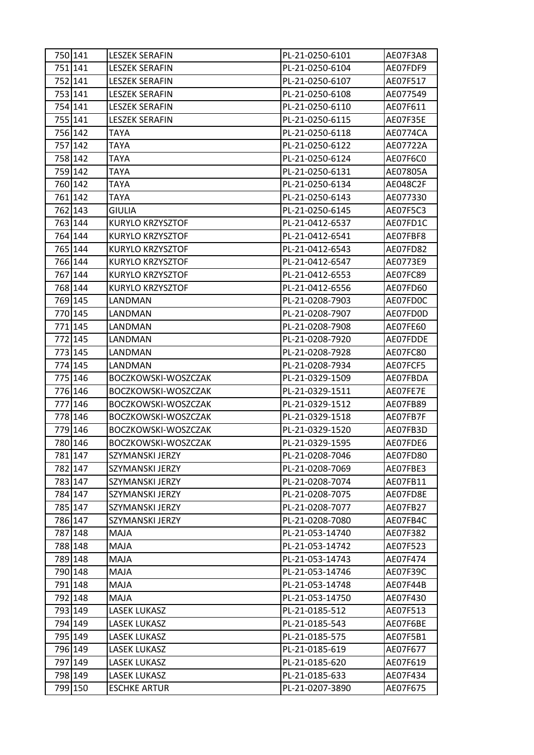| 750 | 141 | LESZEK SERAFIN | PL-21-0250-6101 | AE07F3A8 |
|---|---|---|---|---|
| 751 | 141 | LESZEK SERAFIN | PL-21-0250-6104 | AE07FDF9 |
| 752 | 141 | LESZEK SERAFIN | PL-21-0250-6107 | AE07F517 |
| 753 | 141 | LESZEK SERAFIN | PL-21-0250-6108 | AE077549 |
| 754 | 141 | LESZEK SERAFIN | PL-21-0250-6110 | AE07F611 |
| 755 | 141 | LESZEK SERAFIN | PL-21-0250-6115 | AE07F35E |
| 756 | 142 | TAYA | PL-21-0250-6118 | AE0774CA |
| 757 | 142 | TAYA | PL-21-0250-6122 | AE07722A |
| 758 | 142 | TAYA | PL-21-0250-6124 | AE07F6C0 |
| 759 | 142 | TAYA | PL-21-0250-6131 | AE07805A |
| 760 | 142 | TAYA | PL-21-0250-6134 | AE048C2F |
| 761 | 142 | TAYA | PL-21-0250-6143 | AE077330 |
| 762 | 143 | GIULIA | PL-21-0250-6145 | AE07F5C3 |
| 763 | 144 | KURYLO KRZYSZTOF | PL-21-0412-6537 | AE07FD1C |
| 764 | 144 | KURYLO KRZYSZTOF | PL-21-0412-6541 | AE07FBF8 |
| 765 | 144 | KURYLO KRZYSZTOF | PL-21-0412-6543 | AE07FD82 |
| 766 | 144 | KURYLO KRZYSZTOF | PL-21-0412-6547 | AE0773E9 |
| 767 | 144 | KURYLO KRZYSZTOF | PL-21-0412-6553 | AE07FC89 |
| 768 | 144 | KURYLO KRZYSZTOF | PL-21-0412-6556 | AE07FD60 |
| 769 | 145 | LANDMAN | PL-21-0208-7903 | AE07FD0C |
| 770 | 145 | LANDMAN | PL-21-0208-7907 | AE07FD0D |
| 771 | 145 | LANDMAN | PL-21-0208-7908 | AE07FE60 |
| 772 | 145 | LANDMAN | PL-21-0208-7920 | AE07FDDE |
| 773 | 145 | LANDMAN | PL-21-0208-7928 | AE07FC80 |
| 774 | 145 | LANDMAN | PL-21-0208-7934 | AE07FCF5 |
| 775 | 146 | BOCZKOWSKI-WOSZCZAK | PL-21-0329-1509 | AE07FBDA |
| 776 | 146 | BOCZKOWSKI-WOSZCZAK | PL-21-0329-1511 | AE07FE7E |
| 777 | 146 | BOCZKOWSKI-WOSZCZAK | PL-21-0329-1512 | AE07FB89 |
| 778 | 146 | BOCZKOWSKI-WOSZCZAK | PL-21-0329-1518 | AE07FB7F |
| 779 | 146 | BOCZKOWSKI-WOSZCZAK | PL-21-0329-1520 | AE07FB3D |
| 780 | 146 | BOCZKOWSKI-WOSZCZAK | PL-21-0329-1595 | AE07FDE6 |
| 781 | 147 | SZYMANSKI JERZY | PL-21-0208-7046 | AE07FD80 |
| 782 | 147 | SZYMANSKI JERZY | PL-21-0208-7069 | AE07FBE3 |
| 783 | 147 | SZYMANSKI JERZY | PL-21-0208-7074 | AE07FB11 |
| 784 | 147 | SZYMANSKI JERZY | PL-21-0208-7075 | AE07FD8E |
| 785 | 147 | SZYMANSKI JERZY | PL-21-0208-7077 | AE07FB27 |
| 786 | 147 | SZYMANSKI JERZY | PL-21-0208-7080 | AE07FB4C |
| 787 | 148 | MAJA | PL-21-053-14740 | AE07F382 |
| 788 | 148 | MAJA | PL-21-053-14742 | AE07F523 |
| 789 | 148 | MAJA | PL-21-053-14743 | AE07F474 |
| 790 | 148 | MAJA | PL-21-053-14746 | AE07F39C |
| 791 | 148 | MAJA | PL-21-053-14748 | AE07F44B |
| 792 | 148 | MAJA | PL-21-053-14750 | AE07F430 |
| 793 | 149 | LASEK LUKASZ | PL-21-0185-512 | AE07F513 |
| 794 | 149 | LASEK LUKASZ | PL-21-0185-543 | AE07F6BE |
| 795 | 149 | LASEK LUKASZ | PL-21-0185-575 | AE07F5B1 |
| 796 | 149 | LASEK LUKASZ | PL-21-0185-619 | AE07F677 |
| 797 | 149 | LASEK LUKASZ | PL-21-0185-620 | AE07F619 |
| 798 | 149 | LASEK LUKASZ | PL-21-0185-633 | AE07F434 |
| 799 | 150 | ESCHKE ARTUR | PL-21-0207-3890 | AE07F675 |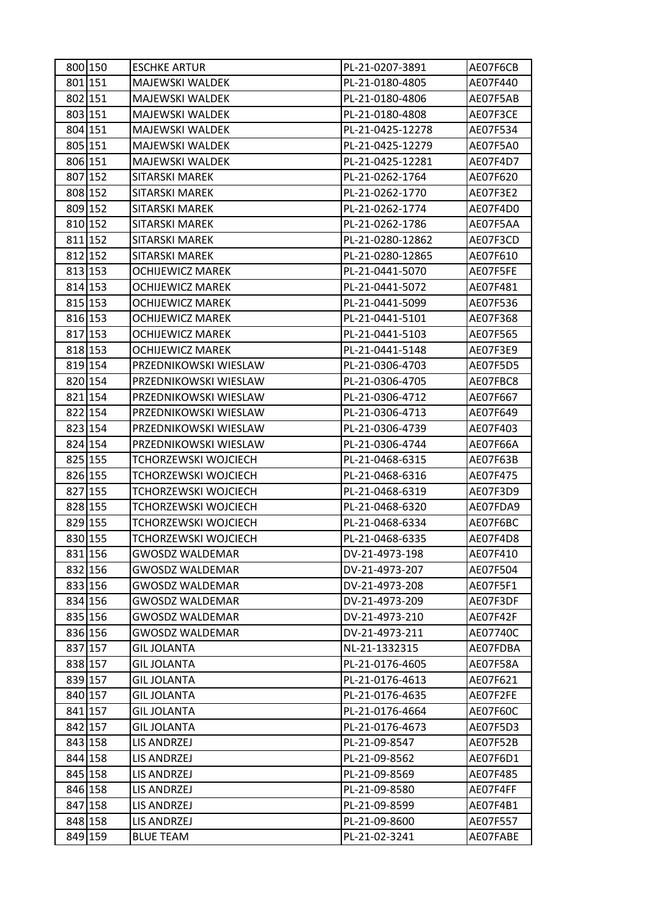| | | | | |
|---|---|---|---|---|
| 800 | 150 | ESCHKE ARTUR | PL-21-0207-3891 | AE07F6CB |
| 801 | 151 | MAJEWSKI WALDEK | PL-21-0180-4805 | AE07F440 |
| 802 | 151 | MAJEWSKI WALDEK | PL-21-0180-4806 | AE07F5AB |
| 803 | 151 | MAJEWSKI WALDEK | PL-21-0180-4808 | AE07F3CE |
| 804 | 151 | MAJEWSKI WALDEK | PL-21-0425-12278 | AE07F534 |
| 805 | 151 | MAJEWSKI WALDEK | PL-21-0425-12279 | AE07F5A0 |
| 806 | 151 | MAJEWSKI WALDEK | PL-21-0425-12281 | AE07F4D7 |
| 807 | 152 | SITARSKI MAREK | PL-21-0262-1764 | AE07F620 |
| 808 | 152 | SITARSKI MAREK | PL-21-0262-1770 | AE07F3E2 |
| 809 | 152 | SITARSKI MAREK | PL-21-0262-1774 | AE07F4D0 |
| 810 | 152 | SITARSKI MAREK | PL-21-0262-1786 | AE07F5AA |
| 811 | 152 | SITARSKI MAREK | PL-21-0280-12862 | AE07F3CD |
| 812 | 152 | SITARSKI MAREK | PL-21-0280-12865 | AE07F610 |
| 813 | 153 | OCHIJEWICZ MAREK | PL-21-0441-5070 | AE07F5FE |
| 814 | 153 | OCHIJEWICZ MAREK | PL-21-0441-5072 | AE07F481 |
| 815 | 153 | OCHIJEWICZ MAREK | PL-21-0441-5099 | AE07F536 |
| 816 | 153 | OCHIJEWICZ MAREK | PL-21-0441-5101 | AE07F368 |
| 817 | 153 | OCHIJEWICZ MAREK | PL-21-0441-5103 | AE07F565 |
| 818 | 153 | OCHIJEWICZ MAREK | PL-21-0441-5148 | AE07F3E9 |
| 819 | 154 | PRZEDNIKOWSKI WIESLAW | PL-21-0306-4703 | AE07F5D5 |
| 820 | 154 | PRZEDNIKOWSKI WIESLAW | PL-21-0306-4705 | AE07FBC8 |
| 821 | 154 | PRZEDNIKOWSKI WIESLAW | PL-21-0306-4712 | AE07F667 |
| 822 | 154 | PRZEDNIKOWSKI WIESLAW | PL-21-0306-4713 | AE07F649 |
| 823 | 154 | PRZEDNIKOWSKI WIESLAW | PL-21-0306-4739 | AE07F403 |
| 824 | 154 | PRZEDNIKOWSKI WIESLAW | PL-21-0306-4744 | AE07F66A |
| 825 | 155 | TCHORZEWSKI WOJCIECH | PL-21-0468-6315 | AE07F63B |
| 826 | 155 | TCHORZEWSKI WOJCIECH | PL-21-0468-6316 | AE07F475 |
| 827 | 155 | TCHORZEWSKI WOJCIECH | PL-21-0468-6319 | AE07F3D9 |
| 828 | 155 | TCHORZEWSKI WOJCIECH | PL-21-0468-6320 | AE07FDA9 |
| 829 | 155 | TCHORZEWSKI WOJCIECH | PL-21-0468-6334 | AE07F6BC |
| 830 | 155 | TCHORZEWSKI WOJCIECH | PL-21-0468-6335 | AE07F4D8 |
| 831 | 156 | GWOSDZ WALDEMAR | DV-21-4973-198 | AE07F410 |
| 832 | 156 | GWOSDZ WALDEMAR | DV-21-4973-207 | AE07F504 |
| 833 | 156 | GWOSDZ WALDEMAR | DV-21-4973-208 | AE07F5F1 |
| 834 | 156 | GWOSDZ WALDEMAR | DV-21-4973-209 | AE07F3DF |
| 835 | 156 | GWOSDZ WALDEMAR | DV-21-4973-210 | AE07F42F |
| 836 | 156 | GWOSDZ WALDEMAR | DV-21-4973-211 | AE07740C |
| 837 | 157 | GIL JOLANTA | NL-21-1332315 | AE07FDBA |
| 838 | 157 | GIL JOLANTA | PL-21-0176-4605 | AE07F58A |
| 839 | 157 | GIL JOLANTA | PL-21-0176-4613 | AE07F621 |
| 840 | 157 | GIL JOLANTA | PL-21-0176-4635 | AE07F2FE |
| 841 | 157 | GIL JOLANTA | PL-21-0176-4664 | AE07F60C |
| 842 | 157 | GIL JOLANTA | PL-21-0176-4673 | AE07F5D3 |
| 843 | 158 | LIS ANDRZEJ | PL-21-09-8547 | AE07F52B |
| 844 | 158 | LIS ANDRZEJ | PL-21-09-8562 | AE07F6D1 |
| 845 | 158 | LIS ANDRZEJ | PL-21-09-8569 | AE07F485 |
| 846 | 158 | LIS ANDRZEJ | PL-21-09-8580 | AE07F4FF |
| 847 | 158 | LIS ANDRZEJ | PL-21-09-8599 | AE07F4B1 |
| 848 | 158 | LIS ANDRZEJ | PL-21-09-8600 | AE07F557 |
| 849 | 159 | BLUE TEAM | PL-21-02-3241 | AE07FABE |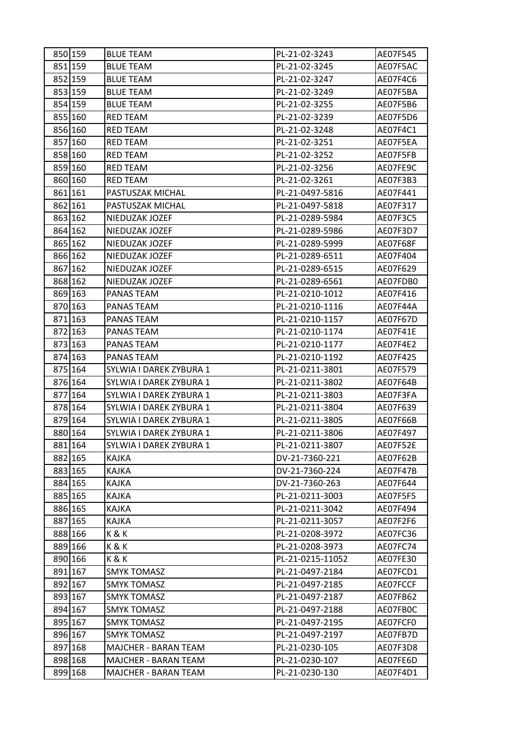| 850 | 159 | BLUE TEAM | PL-21-02-3243 | AE07F545 |
|---|---|---|---|---|
| 851 | 159 | BLUE TEAM | PL-21-02-3245 | AE07F5AC |
| 852 | 159 | BLUE TEAM | PL-21-02-3247 | AE07F4C6 |
| 853 | 159 | BLUE TEAM | PL-21-02-3249 | AE07F5BA |
| 854 | 159 | BLUE TEAM | PL-21-02-3255 | AE07F5B6 |
| 855 | 160 | RED TEAM | PL-21-02-3239 | AE07F5D6 |
| 856 | 160 | RED TEAM | PL-21-02-3248 | AE07F4C1 |
| 857 | 160 | RED TEAM | PL-21-02-3251 | AE07F5EA |
| 858 | 160 | RED TEAM | PL-21-02-3252 | AE07F5FB |
| 859 | 160 | RED TEAM | PL-21-02-3256 | AE07FE9C |
| 860 | 160 | RED TEAM | PL-21-02-3261 | AE07F3B3 |
| 861 | 161 | PASTUSZAK MICHAL | PL-21-0497-5816 | AE07F441 |
| 862 | 161 | PASTUSZAK MICHAL | PL-21-0497-5818 | AE07F317 |
| 863 | 162 | NIEDUZAK JOZEF | PL-21-0289-5984 | AE07F3C5 |
| 864 | 162 | NIEDUZAK JOZEF | PL-21-0289-5986 | AE07F3D7 |
| 865 | 162 | NIEDUZAK JOZEF | PL-21-0289-5999 | AE07F68F |
| 866 | 162 | NIEDUZAK JOZEF | PL-21-0289-6511 | AE07F404 |
| 867 | 162 | NIEDUZAK JOZEF | PL-21-0289-6515 | AE07F629 |
| 868 | 162 | NIEDUZAK JOZEF | PL-21-0289-6561 | AE07FDB0 |
| 869 | 163 | PANAS TEAM | PL-21-0210-1012 | AE07F416 |
| 870 | 163 | PANAS TEAM | PL-21-0210-1116 | AE07F44A |
| 871 | 163 | PANAS TEAM | PL-21-0210-1157 | AE07F67D |
| 872 | 163 | PANAS TEAM | PL-21-0210-1174 | AE07F41E |
| 873 | 163 | PANAS TEAM | PL-21-0210-1177 | AE07F4E2 |
| 874 | 163 | PANAS TEAM | PL-21-0210-1192 | AE07F425 |
| 875 | 164 | SYLWIA I DAREK ZYBURA 1 | PL-21-0211-3801 | AE07F579 |
| 876 | 164 | SYLWIA I DAREK ZYBURA 1 | PL-21-0211-3802 | AE07F64B |
| 877 | 164 | SYLWIA I DAREK ZYBURA 1 | PL-21-0211-3803 | AE07F3FA |
| 878 | 164 | SYLWIA I DAREK ZYBURA 1 | PL-21-0211-3804 | AE07F639 |
| 879 | 164 | SYLWIA I DAREK ZYBURA 1 | PL-21-0211-3805 | AE07F66B |
| 880 | 164 | SYLWIA I DAREK ZYBURA 1 | PL-21-0211-3806 | AE07F497 |
| 881 | 164 | SYLWIA I DAREK ZYBURA 1 | PL-21-0211-3807 | AE07F52E |
| 882 | 165 | KAJKA | DV-21-7360-221 | AE07F62B |
| 883 | 165 | KAJKA | DV-21-7360-224 | AE07F47B |
| 884 | 165 | KAJKA | DV-21-7360-263 | AE07F644 |
| 885 | 165 | KAJKA | PL-21-0211-3003 | AE07F5F5 |
| 886 | 165 | KAJKA | PL-21-0211-3042 | AE07F494 |
| 887 | 165 | KAJKA | PL-21-0211-3057 | AE07F2F6 |
| 888 | 166 | K & K | PL-21-0208-3972 | AE07FC36 |
| 889 | 166 | K & K | PL-21-0208-3973 | AE07FC74 |
| 890 | 166 | K & K | PL-21-0215-11052 | AE07FE30 |
| 891 | 167 | SMYK TOMASZ | PL-21-0497-2184 | AE07FCD1 |
| 892 | 167 | SMYK TOMASZ | PL-21-0497-2185 | AE07FCCF |
| 893 | 167 | SMYK TOMASZ | PL-21-0497-2187 | AE07FB62 |
| 894 | 167 | SMYK TOMASZ | PL-21-0497-2188 | AE07FB0C |
| 895 | 167 | SMYK TOMASZ | PL-21-0497-2195 | AE07FCF0 |
| 896 | 167 | SMYK TOMASZ | PL-21-0497-2197 | AE07FB7D |
| 897 | 168 | MAJCHER - BARAN TEAM | PL-21-0230-105 | AE07F3D8 |
| 898 | 168 | MAJCHER - BARAN TEAM | PL-21-0230-107 | AE07FE6D |
| 899 | 168 | MAJCHER - BARAN TEAM | PL-21-0230-130 | AE07F4D1 |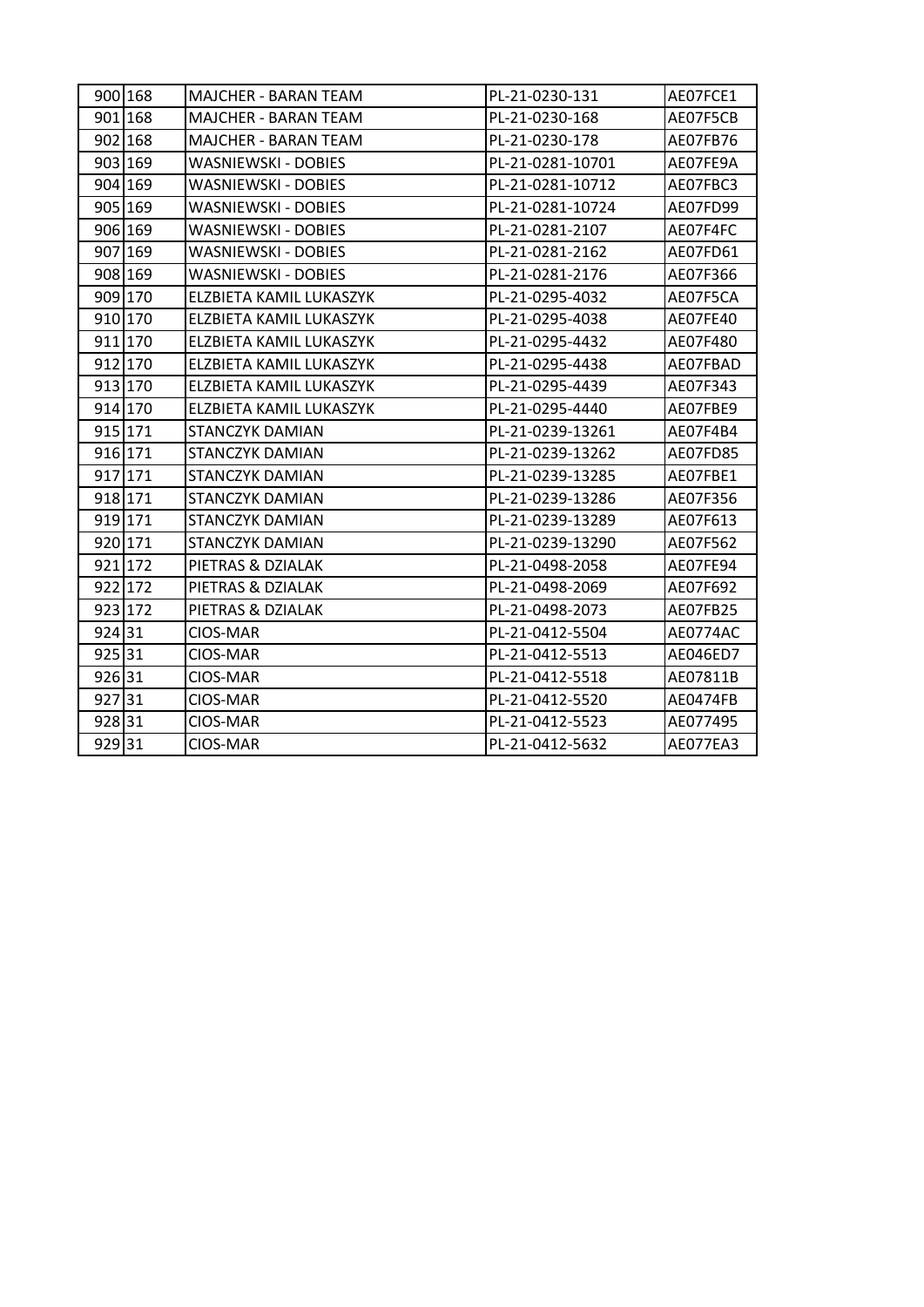| | | | | |
|---|---|---|---|---|
| 900 | 168 | MAJCHER - BARAN TEAM | PL-21-0230-131 | AE07FCE1 |
| 901 | 168 | MAJCHER - BARAN TEAM | PL-21-0230-168 | AE07F5CB |
| 902 | 168 | MAJCHER - BARAN TEAM | PL-21-0230-178 | AE07FB76 |
| 903 | 169 | WASNIEWSKI - DOBIES | PL-21-0281-10701 | AE07FE9A |
| 904 | 169 | WASNIEWSKI - DOBIES | PL-21-0281-10712 | AE07FBC3 |
| 905 | 169 | WASNIEWSKI - DOBIES | PL-21-0281-10724 | AE07FD99 |
| 906 | 169 | WASNIEWSKI - DOBIES | PL-21-0281-2107 | AE07F4FC |
| 907 | 169 | WASNIEWSKI - DOBIES | PL-21-0281-2162 | AE07FD61 |
| 908 | 169 | WASNIEWSKI - DOBIES | PL-21-0281-2176 | AE07F366 |
| 909 | 170 | ELZBIETA KAMIL LUKASZYK | PL-21-0295-4032 | AE07F5CA |
| 910 | 170 | ELZBIETA KAMIL LUKASZYK | PL-21-0295-4038 | AE07FE40 |
| 911 | 170 | ELZBIETA KAMIL LUKASZYK | PL-21-0295-4432 | AE07F480 |
| 912 | 170 | ELZBIETA KAMIL LUKASZYK | PL-21-0295-4438 | AE07FBAD |
| 913 | 170 | ELZBIETA KAMIL LUKASZYK | PL-21-0295-4439 | AE07F343 |
| 914 | 170 | ELZBIETA KAMIL LUKASZYK | PL-21-0295-4440 | AE07FBE9 |
| 915 | 171 | STANCZYK DAMIAN | PL-21-0239-13261 | AE07F4B4 |
| 916 | 171 | STANCZYK DAMIAN | PL-21-0239-13262 | AE07FD85 |
| 917 | 171 | STANCZYK DAMIAN | PL-21-0239-13285 | AE07FBE1 |
| 918 | 171 | STANCZYK DAMIAN | PL-21-0239-13286 | AE07F356 |
| 919 | 171 | STANCZYK DAMIAN | PL-21-0239-13289 | AE07F613 |
| 920 | 171 | STANCZYK DAMIAN | PL-21-0239-13290 | AE07F562 |
| 921 | 172 | PIETRAS & DZIALAK | PL-21-0498-2058 | AE07FE94 |
| 922 | 172 | PIETRAS & DZIALAK | PL-21-0498-2069 | AE07F692 |
| 923 | 172 | PIETRAS & DZIALAK | PL-21-0498-2073 | AE07FB25 |
| 924 | 31 | CIOS-MAR | PL-21-0412-5504 | AE0774AC |
| 925 | 31 | CIOS-MAR | PL-21-0412-5513 | AE046ED7 |
| 926 | 31 | CIOS-MAR | PL-21-0412-5518 | AE07811B |
| 927 | 31 | CIOS-MAR | PL-21-0412-5520 | AE0474FB |
| 928 | 31 | CIOS-MAR | PL-21-0412-5523 | AE077495 |
| 929 | 31 | CIOS-MAR | PL-21-0412-5632 | AE077EA3 |